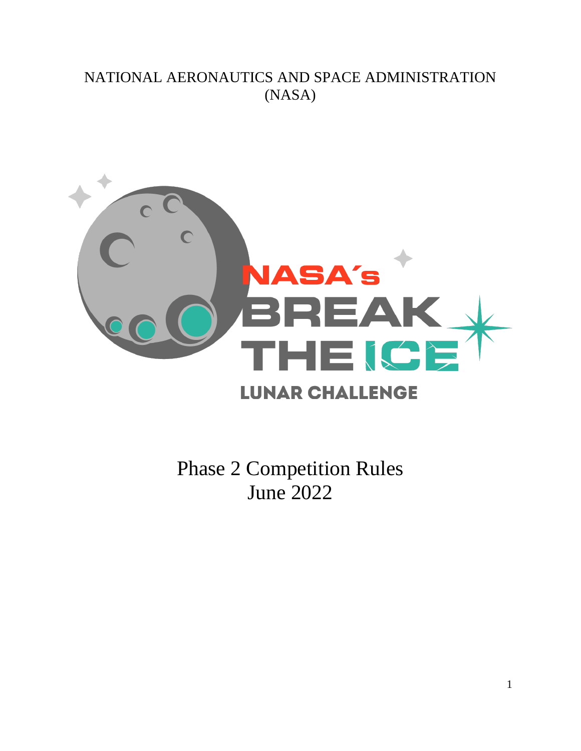NATIONAL AERONAUTICS AND SPACE ADMINISTRATION (NASA)

NASA´s BREAK THE ICE LUNAR CHALLENGE

# Phase 2 Competition Rules
June 2022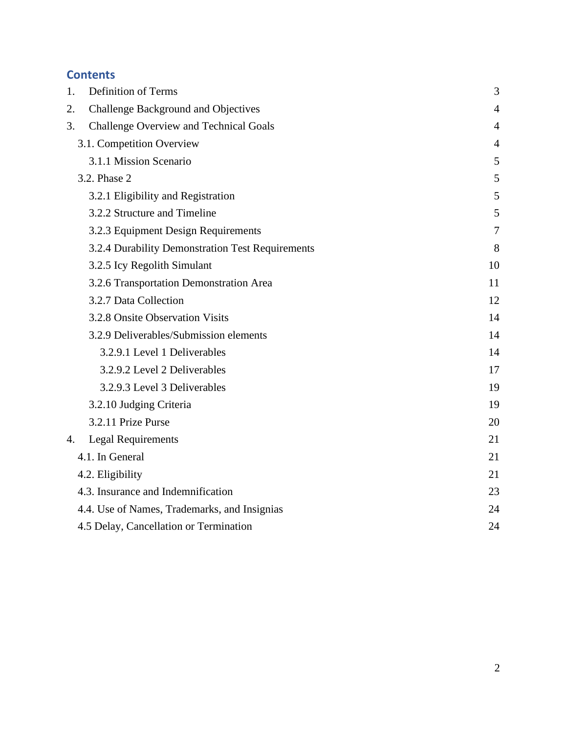## Contents

| | |
|---|---|
| 1. Definition of Terms | 3 |
| 2. Challenge Background and Objectives | 4 |
| 3. Challenge Overview and Technical Goals | 4 |
| 3.1. Competition Overview | 4 |
| 3.1.1 Mission Scenario | 5 |
| 3.2. Phase 2 | 5 |
| 3.2.1 Eligibility and Registration | 5 |
| 3.2.2 Structure and Timeline | 5 |
| 3.2.3 Equipment Design Requirements | 7 |
| 3.2.4 Durability Demonstration Test Requirements | 8 |
| 3.2.5 Icy Regolith Simulant | 10 |
| 3.2.6 Transportation Demonstration Area | 11 |
| 3.2.7 Data Collection | 12 |
| 3.2.8 Onsite Observation Visits | 14 |
| 3.2.9 Deliverables/Submission elements | 14 |
| 3.2.9.1 Level 1 Deliverables | 14 |
| 3.2.9.2 Level 2 Deliverables | 17 |
| 3.2.9.3 Level 3 Deliverables | 19 |
| 3.2.10 Judging Criteria | 19 |
| 3.2.11 Prize Purse | 20 |
| 4. Legal Requirements | 21 |
| 4.1. In General | 21 |
| 4.2. Eligibility | 21 |
| 4.3. Insurance and Indemnification | 23 |
| 4.4. Use of Names, Trademarks, and Insignias | 24 |
| 4.5 Delay, Cancellation or Termination | 24 |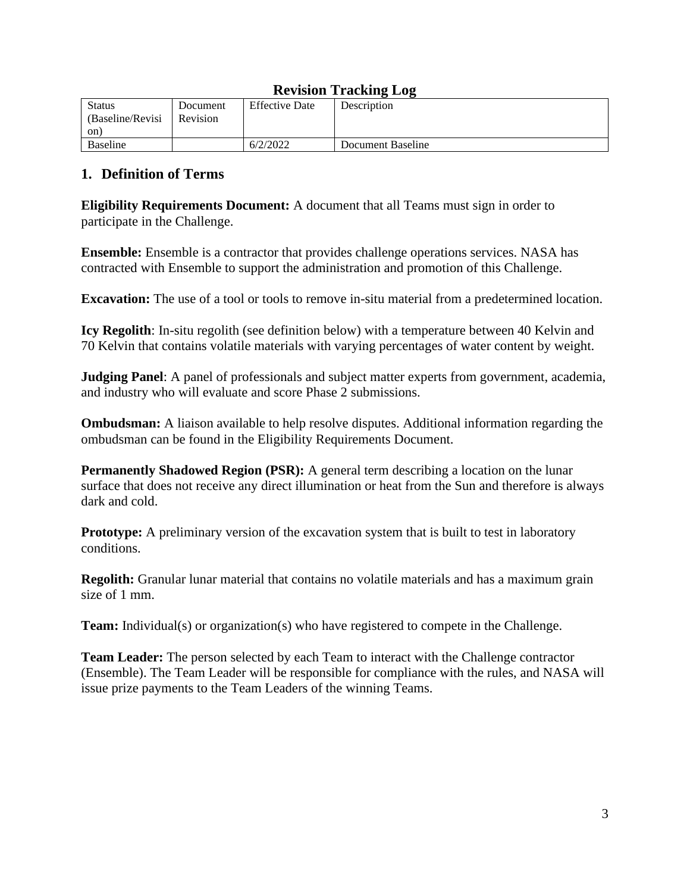## Revision Tracking Log

| Status (Baseline/Revision) | Document Revision | Effective Date | Description |
| --- | --- | --- | --- |
| Baseline | | 6/2/2022 | Document Baseline |

## 1. Definition of Terms

**Eligibility Requirements Document:** A document that all Teams must sign in order to participate in the Challenge.

**Ensemble:** Ensemble is a contractor that provides challenge operations services. NASA has contracted with Ensemble to support the administration and promotion of this Challenge.

**Excavation:** The use of a tool or tools to remove in-situ material from a predetermined location.

**Icy Regolith**: In-situ regolith (see definition below) with a temperature between 40 Kelvin and 70 Kelvin that contains volatile materials with varying percentages of water content by weight.

**Judging Panel**: A panel of professionals and subject matter experts from government, academia, and industry who will evaluate and score Phase 2 submissions.

**Ombudsman:** A liaison available to help resolve disputes. Additional information regarding the ombudsman can be found in the Eligibility Requirements Document.

**Permanently Shadowed Region (PSR):** A general term describing a location on the lunar surface that does not receive any direct illumination or heat from the Sun and therefore is always dark and cold.

**Prototype:** A preliminary version of the excavation system that is built to test in laboratory conditions.

**Regolith:** Granular lunar material that contains no volatile materials and has a maximum grain size of 1 mm.

**Team:** Individual(s) or organization(s) who have registered to compete in the Challenge.

**Team Leader:** The person selected by each Team to interact with the Challenge contractor (Ensemble). The Team Leader will be responsible for compliance with the rules, and NASA will issue prize payments to the Team Leaders of the winning Teams.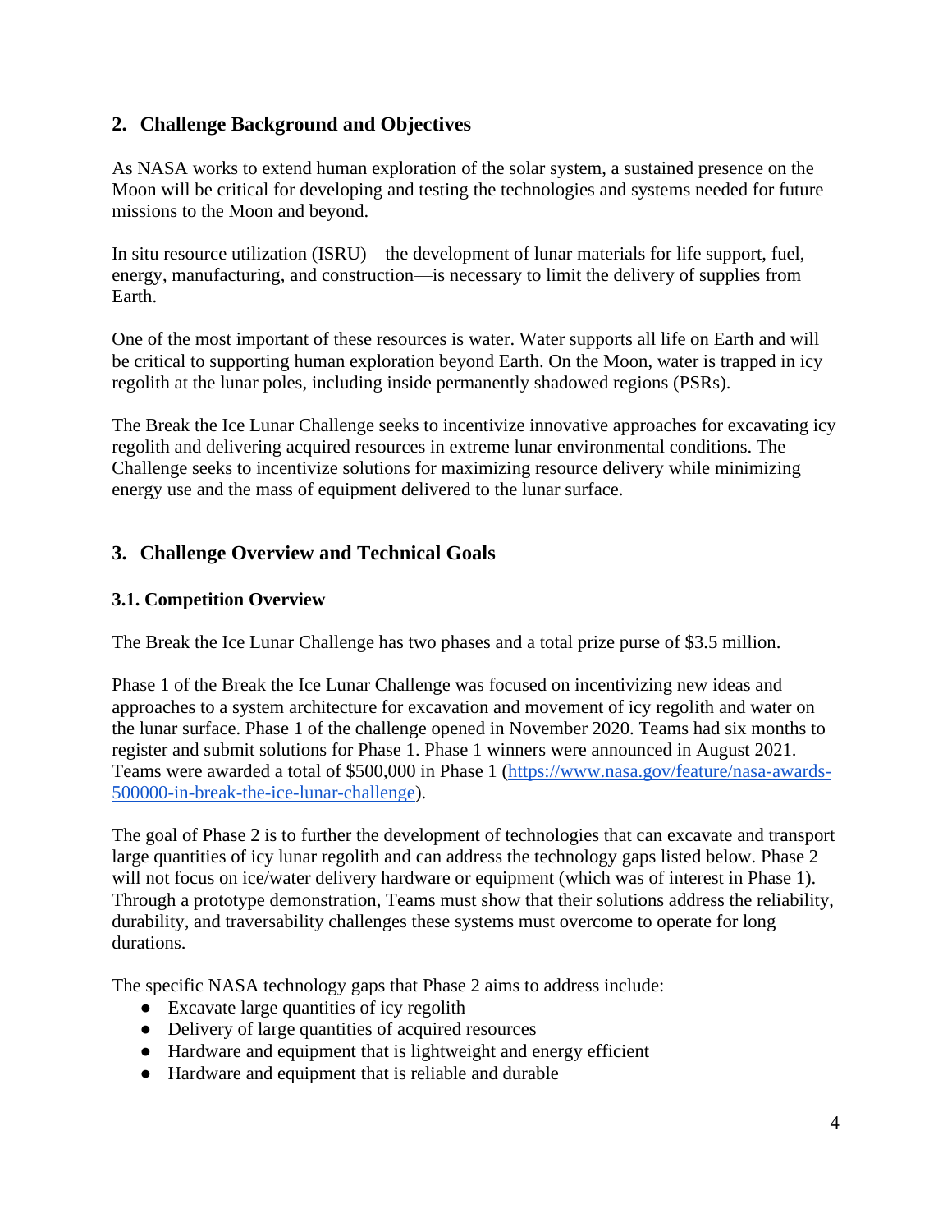## 2. Challenge Background and Objectives

As NASA works to extend human exploration of the solar system, a sustained presence on the Moon will be critical for developing and testing the technologies and systems needed for future missions to the Moon and beyond.

In situ resource utilization (ISRU)—the development of lunar materials for life support, fuel, energy, manufacturing, and construction—is necessary to limit the delivery of supplies from Earth.

One of the most important of these resources is water. Water supports all life on Earth and will be critical to supporting human exploration beyond Earth. On the Moon, water is trapped in icy regolith at the lunar poles, including inside permanently shadowed regions (PSRs).

The Break the Ice Lunar Challenge seeks to incentivize innovative approaches for excavating icy regolith and delivering acquired resources in extreme lunar environmental conditions. The Challenge seeks to incentivize solutions for maximizing resource delivery while minimizing energy use and the mass of equipment delivered to the lunar surface.

## 3. Challenge Overview and Technical Goals

### 3.1. Competition Overview

The Break the Ice Lunar Challenge has two phases and a total prize purse of $3.5 million.

Phase 1 of the Break the Ice Lunar Challenge was focused on incentivizing new ideas and approaches to a system architecture for excavation and movement of icy regolith and water on the lunar surface. Phase 1 of the challenge opened in November 2020. Teams had six months to register and submit solutions for Phase 1. Phase 1 winners were announced in August 2021. Teams were awarded a total of $500,000 in Phase 1 ([https://www.nasa.gov/feature/nasa-awards-500000-in-break-the-ice-lunar-challenge](https://www.nasa.gov/feature/nasa-awards-500000-in-break-the-ice-lunar-challenge)).

The goal of Phase 2 is to further the development of technologies that can excavate and transport large quantities of icy lunar regolith and can address the technology gaps listed below. Phase 2 will not focus on ice/water delivery hardware or equipment (which was of interest in Phase 1). Through a prototype demonstration, Teams must show that their solutions address the reliability, durability, and traversability challenges these systems must overcome to operate for long durations.

The specific NASA technology gaps that Phase 2 aims to address include:

- Excavate large quantities of icy regolith
- Delivery of large quantities of acquired resources
- Hardware and equipment that is lightweight and energy efficient
- Hardware and equipment that is reliable and durable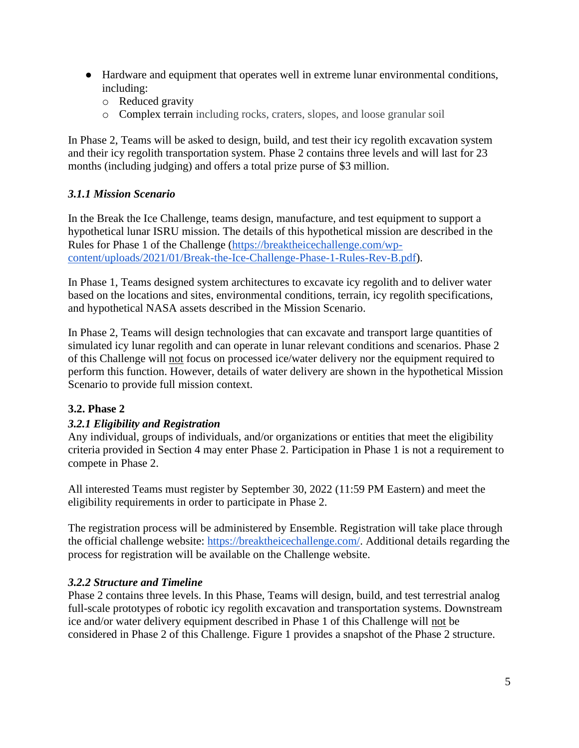- Hardware and equipment that operates well in extreme lunar environmental conditions, including:
    - Reduced gravity
    - Complex terrain including rocks, craters, slopes, and loose granular soil

In Phase 2, Teams will be asked to design, build, and test their icy regolith excavation system and their icy regolith transportation system. Phase 2 contains three levels and will last for 23 months (including judging) and offers a total prize purse of $3 million.

### *3.1.1 Mission Scenario*

In the Break the Ice Challenge, teams design, manufacture, and test equipment to support a hypothetical lunar ISRU mission. The details of this hypothetical mission are described in the Rules for Phase 1 of the Challenge (https://breaktheicechallenge.com/wp-content/uploads/2021/01/Break-the-Ice-Challenge-Phase-1-Rules-Rev-B.pdf).

In Phase 1, Teams designed system architectures to excavate icy regolith and to deliver water based on the locations and sites, environmental conditions, terrain, icy regolith specifications, and hypothetical NASA assets described in the Mission Scenario.

In Phase 2, Teams will design technologies that can excavate and transport large quantities of simulated icy lunar regolith and can operate in lunar relevant conditions and scenarios. Phase 2 of this Challenge will not focus on processed ice/water delivery nor the equipment required to perform this function. However, details of water delivery are shown in the hypothetical Mission Scenario to provide full mission context.

## 3.2. Phase 2

### *3.2.1 Eligibility and Registration*

Any individual, groups of individuals, and/or organizations or entities that meet the eligibility criteria provided in Section 4 may enter Phase 2. Participation in Phase 1 is not a requirement to compete in Phase 2.

All interested Teams must register by September 30, 2022 (11:59 PM Eastern) and meet the eligibility requirements in order to participate in Phase 2.

The registration process will be administered by Ensemble. Registration will take place through the official challenge website: https://breaktheicechallenge.com/. Additional details regarding the process for registration will be available on the Challenge website.

### *3.2.2 Structure and Timeline*

Phase 2 contains three levels. In this Phase, Teams will design, build, and test terrestrial analog full-scale prototypes of robotic icy regolith excavation and transportation systems. Downstream ice and/or water delivery equipment described in Phase 1 of this Challenge will not be considered in Phase 2 of this Challenge. Figure 1 provides a snapshot of the Phase 2 structure.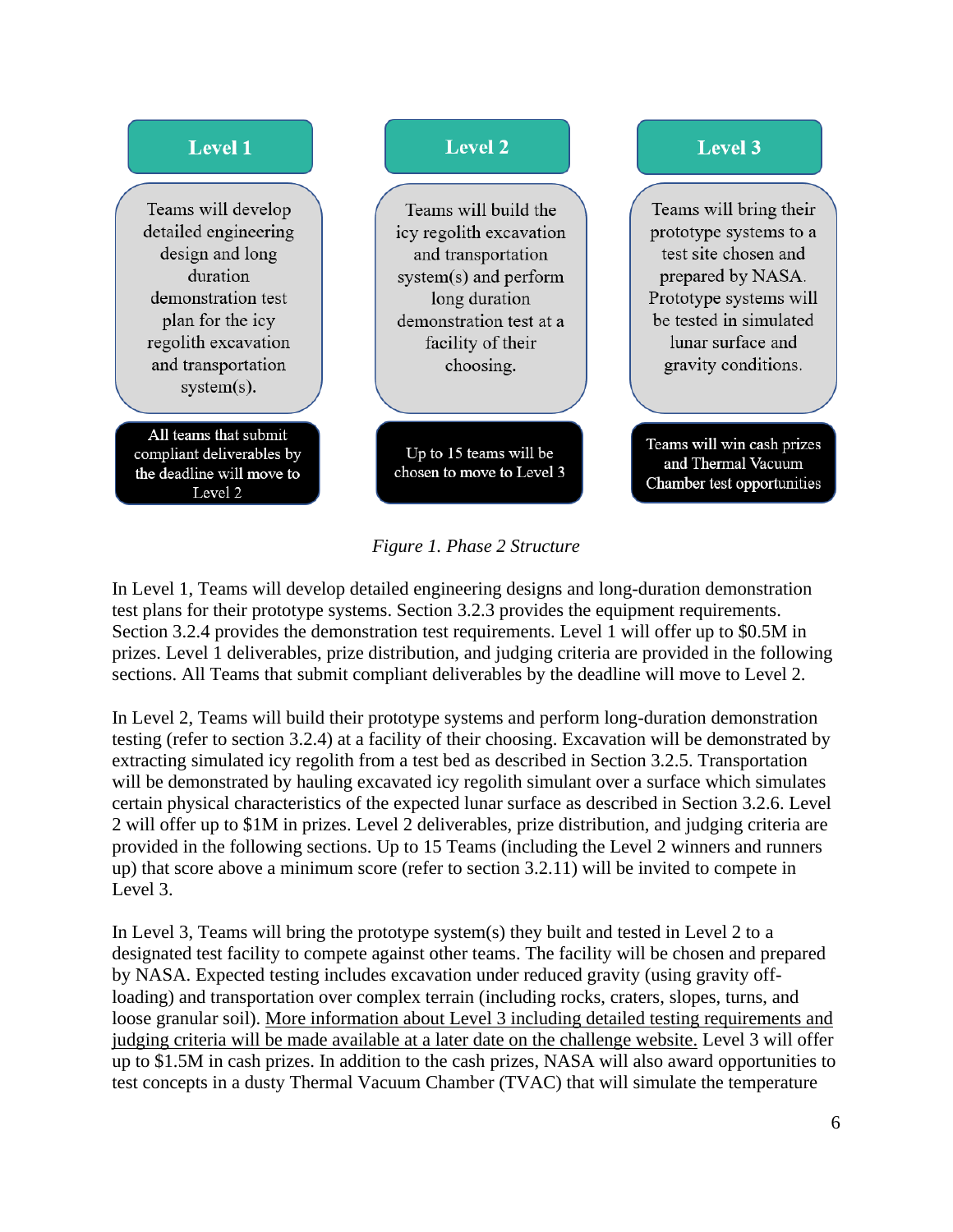| Level 1 | Level 2 | Level 3 |
| --- | --- | --- |
| Teams will develop detailed engineering design and long duration demonstration test plan for the icy regolith excavation and transportation system(s). | Teams will build the icy regolith excavation and transportation system(s) and perform long duration demonstration test at a facility of their choosing. | Teams will bring their prototype systems to a test site chosen and prepared by NASA. Prototype systems will be tested in simulated lunar surface and gravity conditions. |
| All teams that submit compliant deliverables by the deadline will move to Level 2 | Up to 15 teams will be chosen to move to Level 3 | Teams will win cash prizes and Thermal Vacuum Chamber test opportunities |

*Figure 1. Phase 2 Structure*

In Level 1, Teams will develop detailed engineering designs and long-duration demonstration test plans for their prototype systems. Section 3.2.3 provides the equipment requirements. Section 3.2.4 provides the demonstration test requirements. Level 1 will offer up to $0.5M in prizes. Level 1 deliverables, prize distribution, and judging criteria are provided in the following sections. All Teams that submit compliant deliverables by the deadline will move to Level 2.

In Level 2, Teams will build their prototype systems and perform long-duration demonstration testing (refer to section 3.2.4) at a facility of their choosing. Excavation will be demonstrated by extracting simulated icy regolith from a test bed as described in Section 3.2.5. Transportation will be demonstrated by hauling excavated icy regolith simulant over a surface which simulates certain physical characteristics of the expected lunar surface as described in Section 3.2.6. Level 2 will offer up to $1M in prizes. Level 2 deliverables, prize distribution, and judging criteria are provided in the following sections. Up to 15 Teams (including the Level 2 winners and runners up) that score above a minimum score (refer to section 3.2.11) will be invited to compete in Level 3.

In Level 3, Teams will bring the prototype system(s) they built and tested in Level 2 to a designated test facility to compete against other teams. The facility will be chosen and prepared by NASA. Expected testing includes excavation under reduced gravity (using gravity off-loading) and transportation over complex terrain (including rocks, craters, slopes, turns, and loose granular soil). More information about Level 3 including detailed testing requirements and judging criteria will be made available at a later date on the challenge website. Level 3 will offer up to $1.5M in cash prizes. In addition to the cash prizes, NASA will also award opportunities to test concepts in a dusty Thermal Vacuum Chamber (TVAC) that will simulate the temperature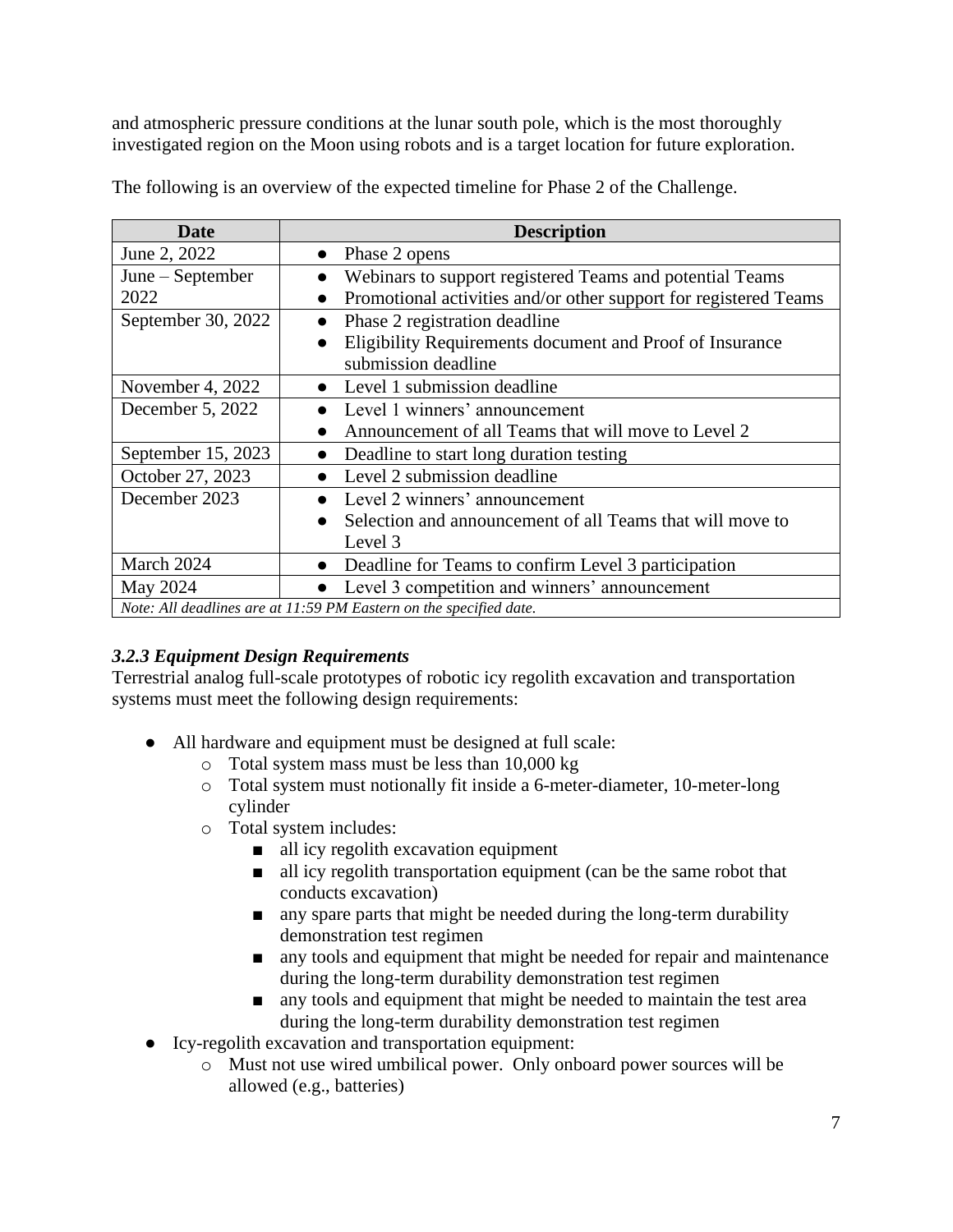and atmospheric pressure conditions at the lunar south pole, which is the most thoroughly investigated region on the Moon using robots and is a target location for future exploration.

The following is an overview of the expected timeline for Phase 2 of the Challenge.

| Date | Description |
|---|---|
| June 2, 2022 | ● Phase 2 opens |
| June – September 2022 | ● Webinars to support registered Teams and potential Teams<br>● Promotional activities and/or other support for registered Teams |
| September 30, 2022 | ● Phase 2 registration deadline<br>● Eligibility Requirements document and Proof of Insurance submission deadline |
| November 4, 2022 | ● Level 1 submission deadline |
| December 5, 2022 | ● Level 1 winners' announcement<br>● Announcement of all Teams that will move to Level 2 |
| September 15, 2023 | ● Deadline to start long duration testing |
| October 27, 2023 | ● Level 2 submission deadline |
| December 2023 | ● Level 2 winners' announcement<br>● Selection and announcement of all Teams that will move to Level 3 |
| March 2024 | ● Deadline for Teams to confirm Level 3 participation |
| May 2024 | ● Level 3 competition and winners' announcement |
| *Note: All deadlines are at 11:59 PM Eastern on the specified date.* | |

### *3.2.3 Equipment Design Requirements*

Terrestrial analog full-scale prototypes of robotic icy regolith excavation and transportation systems must meet the following design requirements:

- All hardware and equipment must be designed at full scale:
  - Total system mass must be less than 10,000 kg
  - Total system must notionally fit inside a 6-meter-diameter, 10-meter-long cylinder
  - Total system includes:
    - all icy regolith excavation equipment
    - all icy regolith transportation equipment (can be the same robot that conducts excavation)
    - any spare parts that might be needed during the long-term durability demonstration test regimen
    - any tools and equipment that might be needed for repair and maintenance during the long-term durability demonstration test regimen
    - any tools and equipment that might be needed to maintain the test area during the long-term durability demonstration test regimen
- Icy-regolith excavation and transportation equipment:
  - Must not use wired umbilical power. Only onboard power sources will be allowed (e.g., batteries)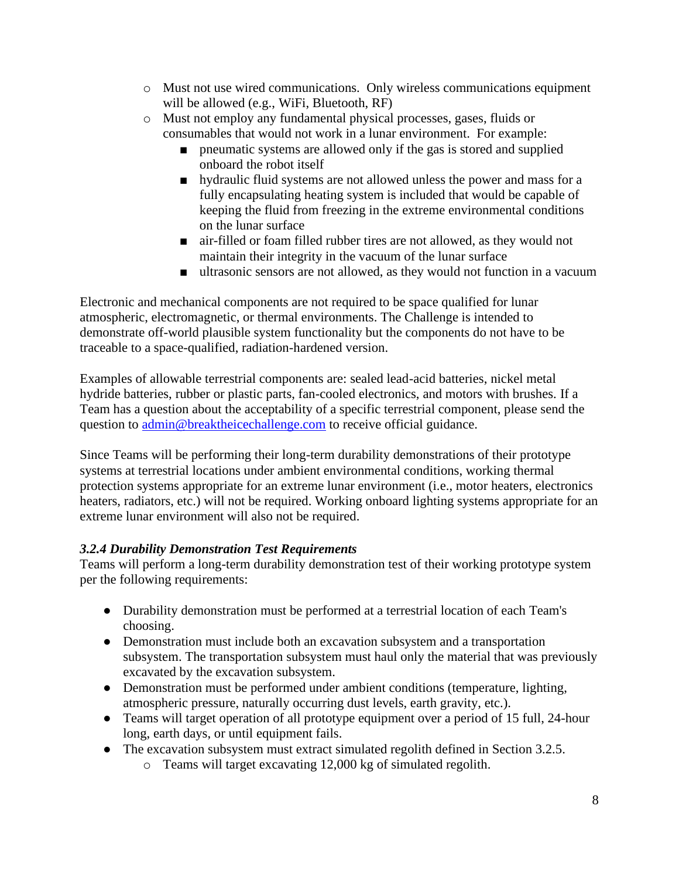- Must not use wired communications.  Only wireless communications equipment will be allowed (e.g., WiFi, Bluetooth, RF)
- Must not employ any fundamental physical processes, gases, fluids or consumables that would not work in a lunar environment.  For example:
  - pneumatic systems are allowed only if the gas is stored and supplied onboard the robot itself
  - hydraulic fluid systems are not allowed unless the power and mass for a fully encapsulating heating system is included that would be capable of keeping the fluid from freezing in the extreme environmental conditions on the lunar surface
  - air-filled or foam filled rubber tires are not allowed, as they would not maintain their integrity in the vacuum of the lunar surface
  - ultrasonic sensors are not allowed, as they would not function in a vacuum

Electronic and mechanical components are not required to be space qualified for lunar atmospheric, electromagnetic, or thermal environments. The Challenge is intended to demonstrate off-world plausible system functionality but the components do not have to be traceable to a space-qualified, radiation-hardened version.

Examples of allowable terrestrial components are: sealed lead-acid batteries, nickel metal hydride batteries, rubber or plastic parts, fan-cooled electronics, and motors with brushes. If a Team has a question about the acceptability of a specific terrestrial component, please send the question to [admin@breaktheicechallenge.com](mailto:admin@breaktheicechallenge.com) to receive official guidance.

Since Teams will be performing their long-term durability demonstrations of their prototype systems at terrestrial locations under ambient environmental conditions, working thermal protection systems appropriate for an extreme lunar environment (i.e., motor heaters, electronics heaters, radiators, etc.) will not be required. Working onboard lighting systems appropriate for an extreme lunar environment will also not be required.

### *3.2.4 Durability Demonstration Test Requirements*

Teams will perform a long-term durability demonstration test of their working prototype system per the following requirements:

- Durability demonstration must be performed at a terrestrial location of each Team's choosing.
- Demonstration must include both an excavation subsystem and a transportation subsystem. The transportation subsystem must haul only the material that was previously excavated by the excavation subsystem.
- Demonstration must be performed under ambient conditions (temperature, lighting, atmospheric pressure, naturally occurring dust levels, earth gravity, etc.).
- Teams will target operation of all prototype equipment over a period of 15 full, 24-hour long, earth days, or until equipment fails.
- The excavation subsystem must extract simulated regolith defined in Section 3.2.5.
  - Teams will target excavating 12,000 kg of simulated regolith.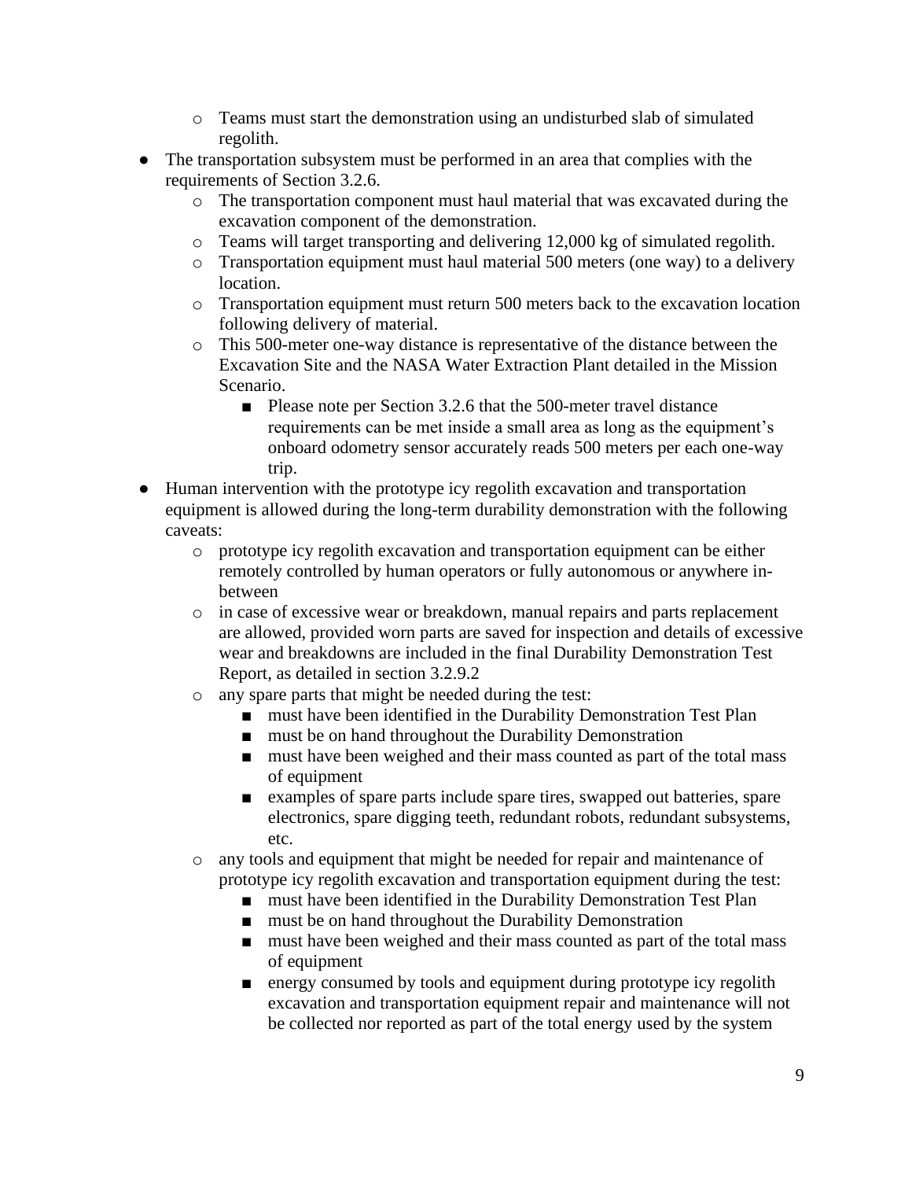- Teams must start the demonstration using an undisturbed slab of simulated regolith.
- The transportation subsystem must be performed in an area that complies with the requirements of Section 3.2.6.
  - The transportation component must haul material that was excavated during the excavation component of the demonstration.
  - Teams will target transporting and delivering 12,000 kg of simulated regolith.
  - Transportation equipment must haul material 500 meters (one way) to a delivery location.
  - Transportation equipment must return 500 meters back to the excavation location following delivery of material.
  - This 500-meter one-way distance is representative of the distance between the Excavation Site and the NASA Water Extraction Plant detailed in the Mission Scenario.
    - Please note per Section 3.2.6 that the 500-meter travel distance requirements can be met inside a small area as long as the equipment's onboard odometry sensor accurately reads 500 meters per each one-way trip.
- Human intervention with the prototype icy regolith excavation and transportation equipment is allowed during the long-term durability demonstration with the following caveats:
  - prototype icy regolith excavation and transportation equipment can be either remotely controlled by human operators or fully autonomous or anywhere in-between
  - in case of excessive wear or breakdown, manual repairs and parts replacement are allowed, provided worn parts are saved for inspection and details of excessive wear and breakdowns are included in the final Durability Demonstration Test Report, as detailed in section 3.2.9.2
  - any spare parts that might be needed during the test:
    - must have been identified in the Durability Demonstration Test Plan
    - must be on hand throughout the Durability Demonstration
    - must have been weighed and their mass counted as part of the total mass of equipment
    - examples of spare parts include spare tires, swapped out batteries, spare electronics, spare digging teeth, redundant robots, redundant subsystems, etc.
  - any tools and equipment that might be needed for repair and maintenance of prototype icy regolith excavation and transportation equipment during the test:
    - must have been identified in the Durability Demonstration Test Plan
    - must be on hand throughout the Durability Demonstration
    - must have been weighed and their mass counted as part of the total mass of equipment
    - energy consumed by tools and equipment during prototype icy regolith excavation and transportation equipment repair and maintenance will not be collected nor reported as part of the total energy used by the system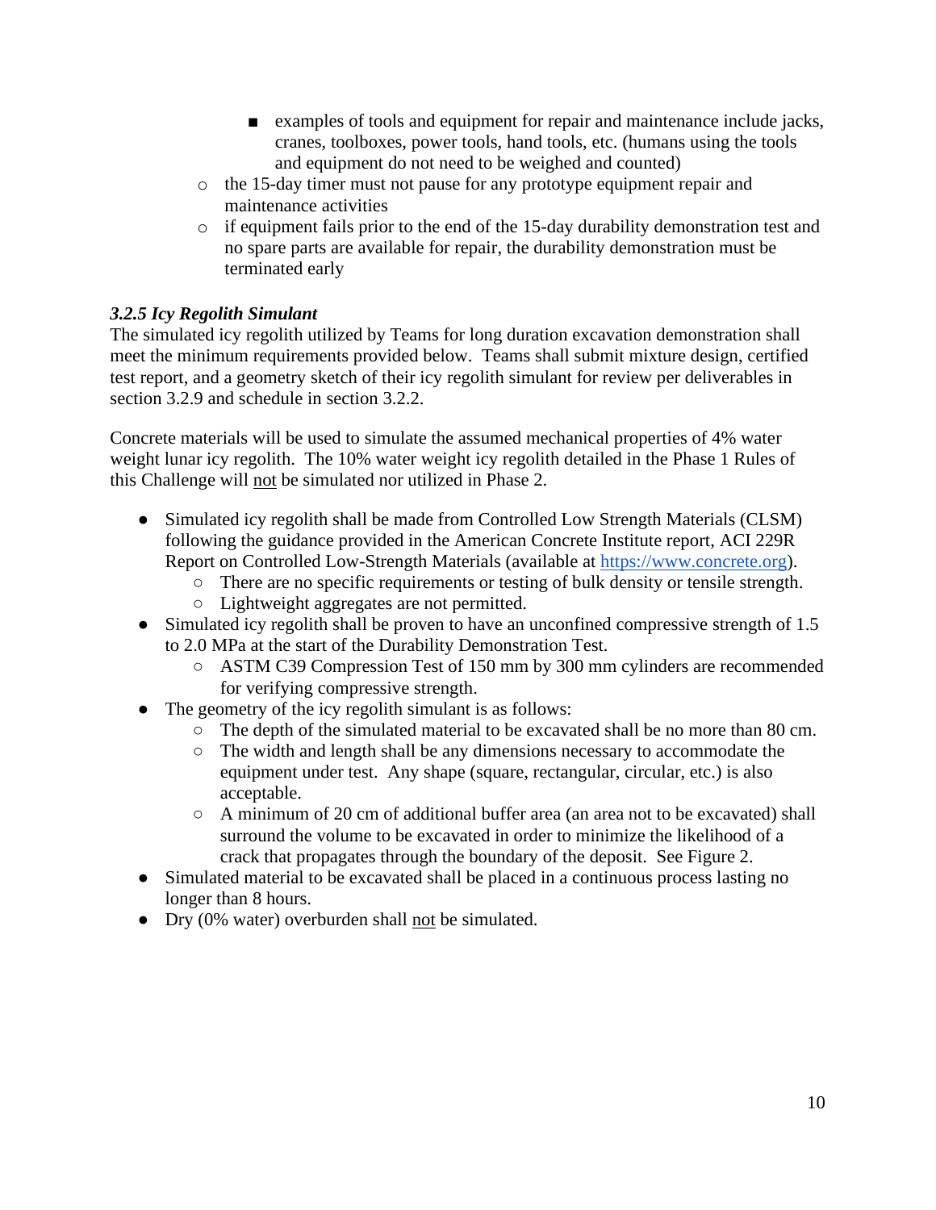- examples of tools and equipment for repair and maintenance include jacks, cranes, toolboxes, power tools, hand tools, etc. (humans using the tools and equipment do not need to be weighed and counted)
    - the 15-day timer must not pause for any prototype equipment repair and maintenance activities
    - if equipment fails prior to the end of the 15-day durability demonstration test and no spare parts are available for repair, the durability demonstration must be terminated early

### *3.2.5 Icy Regolith Simulant*

The simulated icy regolith utilized by Teams for long duration excavation demonstration shall meet the minimum requirements provided below. Teams shall submit mixture design, certified test report, and a geometry sketch of their icy regolith simulant for review per deliverables in section 3.2.9 and schedule in section 3.2.2.

Concrete materials will be used to simulate the assumed mechanical properties of 4% water weight lunar icy regolith. The 10% water weight icy regolith detailed in the Phase 1 Rules of this Challenge will <u>not</u> be simulated nor utilized in Phase 2.

- Simulated icy regolith shall be made from Controlled Low Strength Materials (CLSM) following the guidance provided in the American Concrete Institute report, ACI 229R Report on Controlled Low-Strength Materials (available at [https://www.concrete.org](https://www.concrete.org)).
    - There are no specific requirements or testing of bulk density or tensile strength.
    - Lightweight aggregates are not permitted.
- Simulated icy regolith shall be proven to have an unconfined compressive strength of 1.5 to 2.0 MPa at the start of the Durability Demonstration Test.
    - ASTM C39 Compression Test of 150 mm by 300 mm cylinders are recommended for verifying compressive strength.
- The geometry of the icy regolith simulant is as follows:
    - The depth of the simulated material to be excavated shall be no more than 80 cm.
    - The width and length shall be any dimensions necessary to accommodate the equipment under test. Any shape (square, rectangular, circular, etc.) is also acceptable.
    - A minimum of 20 cm of additional buffer area (an area not to be excavated) shall surround the volume to be excavated in order to minimize the likelihood of a crack that propagates through the boundary of the deposit. See Figure 2.
- Simulated material to be excavated shall be placed in a continuous process lasting no longer than 8 hours.
- Dry (0% water) overburden shall <u>not</u> be simulated.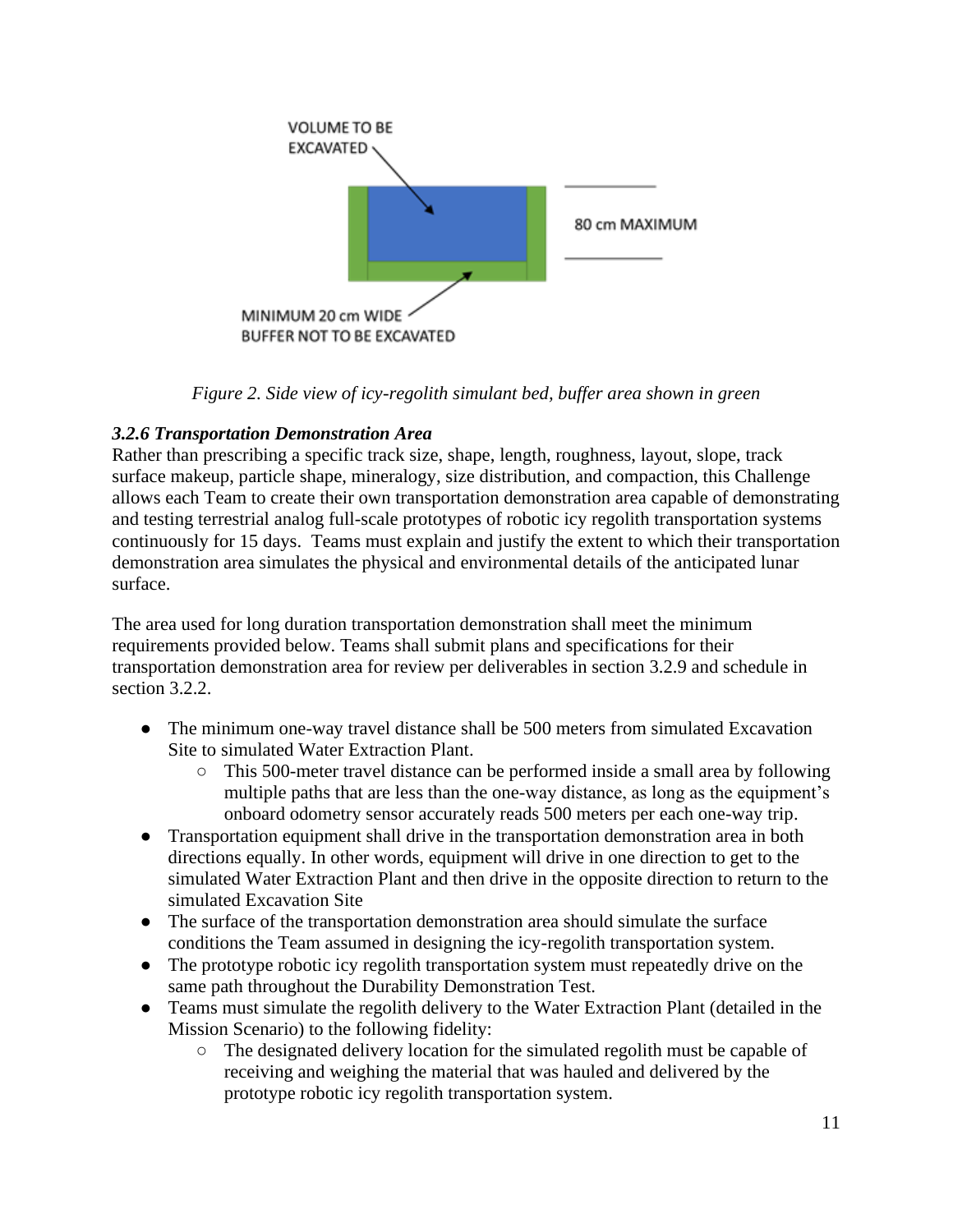VOLUME TO BE EXCAVATED

80 cm MAXIMUM

MINIMUM 20 cm WIDE BUFFER NOT TO BE EXCAVATED

*Figure 2. Side view of icy-regolith simulant bed, buffer area shown in green*

### *3.2.6 Transportation Demonstration Area*

Rather than prescribing a specific track size, shape, length, roughness, layout, slope, track surface makeup, particle shape, mineralogy, size distribution, and compaction, this Challenge allows each Team to create their own transportation demonstration area capable of demonstrating and testing terrestrial analog full-scale prototypes of robotic icy regolith transportation systems continuously for 15 days. Teams must explain and justify the extent to which their transportation demonstration area simulates the physical and environmental details of the anticipated lunar surface.

The area used for long duration transportation demonstration shall meet the minimum requirements provided below. Teams shall submit plans and specifications for their transportation demonstration area for review per deliverables in section 3.2.9 and schedule in section 3.2.2.

- The minimum one-way travel distance shall be 500 meters from simulated Excavation Site to simulated Water Extraction Plant.
  - This 500-meter travel distance can be performed inside a small area by following multiple paths that are less than the one-way distance, as long as the equipment's onboard odometry sensor accurately reads 500 meters per each one-way trip.
- Transportation equipment shall drive in the transportation demonstration area in both directions equally. In other words, equipment will drive in one direction to get to the simulated Water Extraction Plant and then drive in the opposite direction to return to the simulated Excavation Site
- The surface of the transportation demonstration area should simulate the surface conditions the Team assumed in designing the icy-regolith transportation system.
- The prototype robotic icy regolith transportation system must repeatedly drive on the same path throughout the Durability Demonstration Test.
- Teams must simulate the regolith delivery to the Water Extraction Plant (detailed in the Mission Scenario) to the following fidelity:
  - The designated delivery location for the simulated regolith must be capable of receiving and weighing the material that was hauled and delivered by the prototype robotic icy regolith transportation system.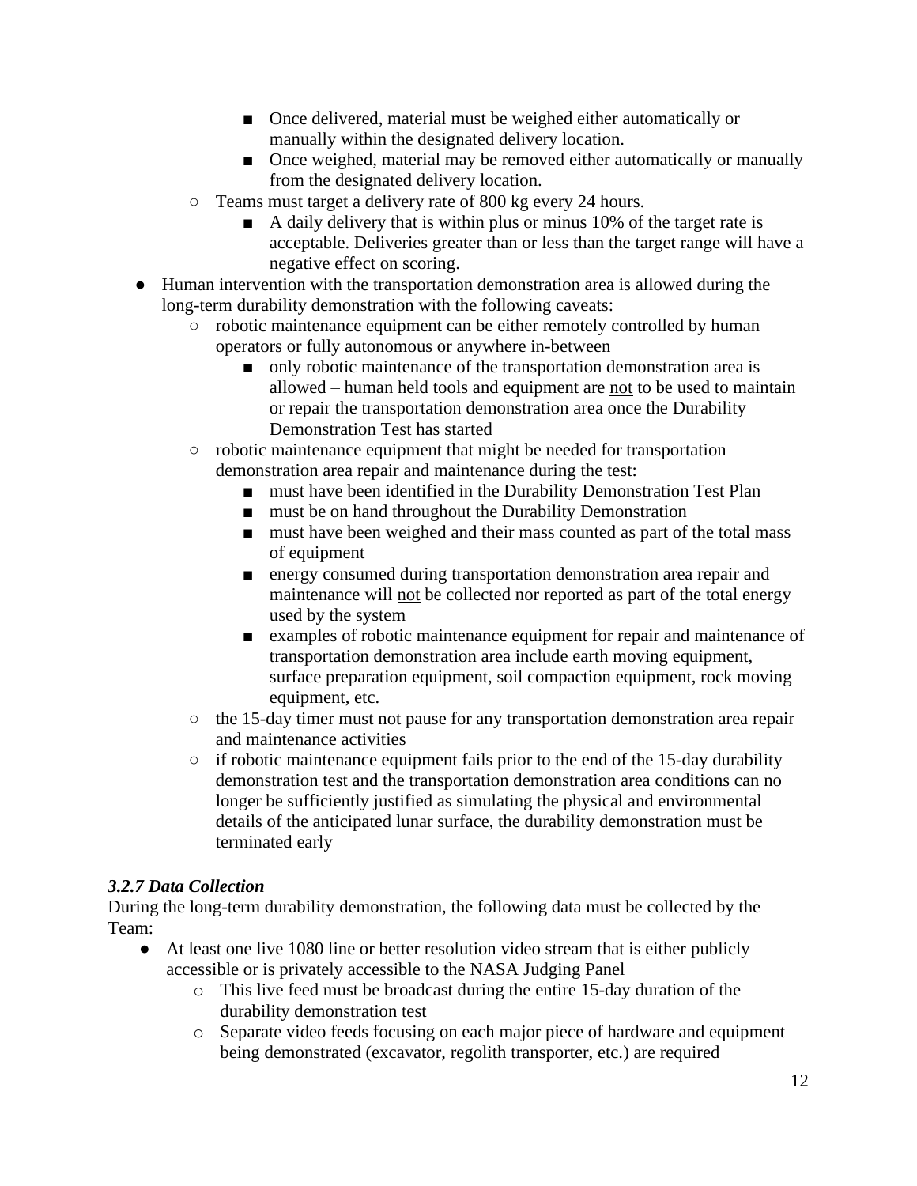- Once delivered, material must be weighed either automatically or manually within the designated delivery location.
        - Once weighed, material may be removed either automatically or manually from the designated delivery location.
    - Teams must target a delivery rate of 800 kg every 24 hours.
        - A daily delivery that is within plus or minus 10% of the target rate is acceptable. Deliveries greater than or less than the target range will have a negative effect on scoring.
- Human intervention with the transportation demonstration area is allowed during the long-term durability demonstration with the following caveats:
    - robotic maintenance equipment can be either remotely controlled by human operators or fully autonomous or anywhere in-between
        - only robotic maintenance of the transportation demonstration area is allowed – human held tools and equipment are <u>not</u> to be used to maintain or repair the transportation demonstration area once the Durability Demonstration Test has started
    - robotic maintenance equipment that might be needed for transportation demonstration area repair and maintenance during the test:
        - must have been identified in the Durability Demonstration Test Plan
        - must be on hand throughout the Durability Demonstration
        - must have been weighed and their mass counted as part of the total mass of equipment
        - energy consumed during transportation demonstration area repair and maintenance will <u>not</u> be collected nor reported as part of the total energy used by the system
        - examples of robotic maintenance equipment for repair and maintenance of transportation demonstration area include earth moving equipment, surface preparation equipment, soil compaction equipment, rock moving equipment, etc.
    - the 15-day timer must not pause for any transportation demonstration area repair and maintenance activities
    - if robotic maintenance equipment fails prior to the end of the 15-day durability demonstration test and the transportation demonstration area conditions can no longer be sufficiently justified as simulating the physical and environmental details of the anticipated lunar surface, the durability demonstration must be terminated early

### *3.2.7 Data Collection*

During the long-term durability demonstration, the following data must be collected by the Team:

- At least one live 1080 line or better resolution video stream that is either publicly accessible or is privately accessible to the NASA Judging Panel
    - This live feed must be broadcast during the entire 15-day duration of the durability demonstration test
    - Separate video feeds focusing on each major piece of hardware and equipment being demonstrated (excavator, regolith transporter, etc.) are required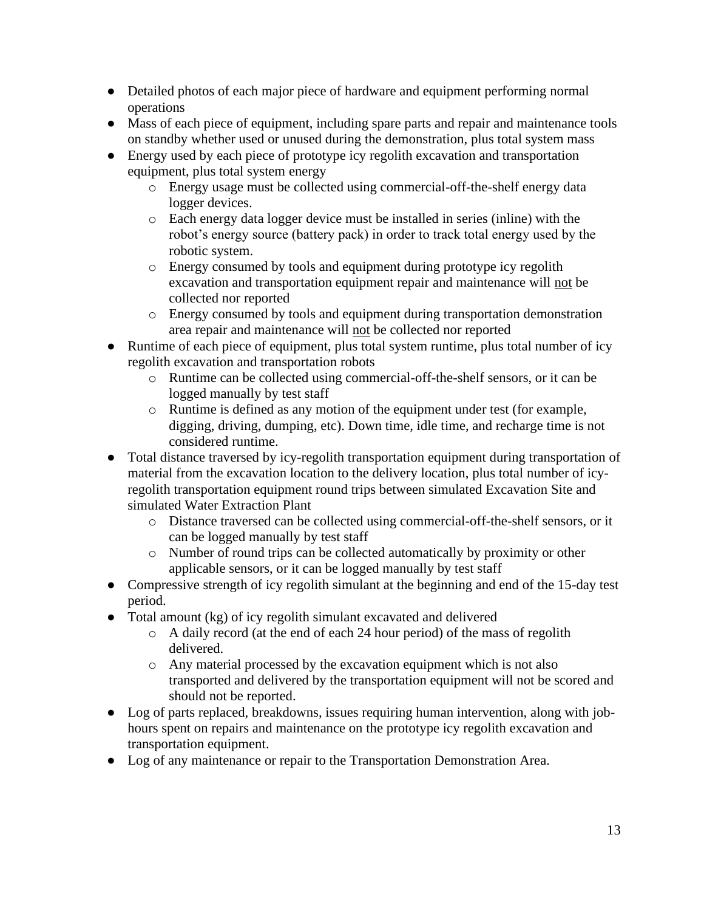- Detailed photos of each major piece of hardware and equipment performing normal operations
- Mass of each piece of equipment, including spare parts and repair and maintenance tools on standby whether used or unused during the demonstration, plus total system mass
- Energy used by each piece of prototype icy regolith excavation and transportation equipment, plus total system energy
    - Energy usage must be collected using commercial-off-the-shelf energy data logger devices.
    - Each energy data logger device must be installed in series (inline) with the robot's energy source (battery pack) in order to track total energy used by the robotic system.
    - Energy consumed by tools and equipment during prototype icy regolith excavation and transportation equipment repair and maintenance will <u>not</u> be collected nor reported
    - Energy consumed by tools and equipment during transportation demonstration area repair and maintenance will <u>not</u> be collected nor reported
- Runtime of each piece of equipment, plus total system runtime, plus total number of icy regolith excavation and transportation robots
    - Runtime can be collected using commercial-off-the-shelf sensors, or it can be logged manually by test staff
    - Runtime is defined as any motion of the equipment under test (for example, digging, driving, dumping, etc). Down time, idle time, and recharge time is not considered runtime.
- Total distance traversed by icy-regolith transportation equipment during transportation of material from the excavation location to the delivery location, plus total number of icy-regolith transportation equipment round trips between simulated Excavation Site and simulated Water Extraction Plant
    - Distance traversed can be collected using commercial-off-the-shelf sensors, or it can be logged manually by test staff
    - Number of round trips can be collected automatically by proximity or other applicable sensors, or it can be logged manually by test staff
- Compressive strength of icy regolith simulant at the beginning and end of the 15-day test period.
- Total amount (kg) of icy regolith simulant excavated and delivered
    - A daily record (at the end of each 24 hour period) of the mass of regolith delivered.
    - Any material processed by the excavation equipment which is not also transported and delivered by the transportation equipment will not be scored and should not be reported.
- Log of parts replaced, breakdowns, issues requiring human intervention, along with job-hours spent on repairs and maintenance on the prototype icy regolith excavation and transportation equipment.
- Log of any maintenance or repair to the Transportation Demonstration Area.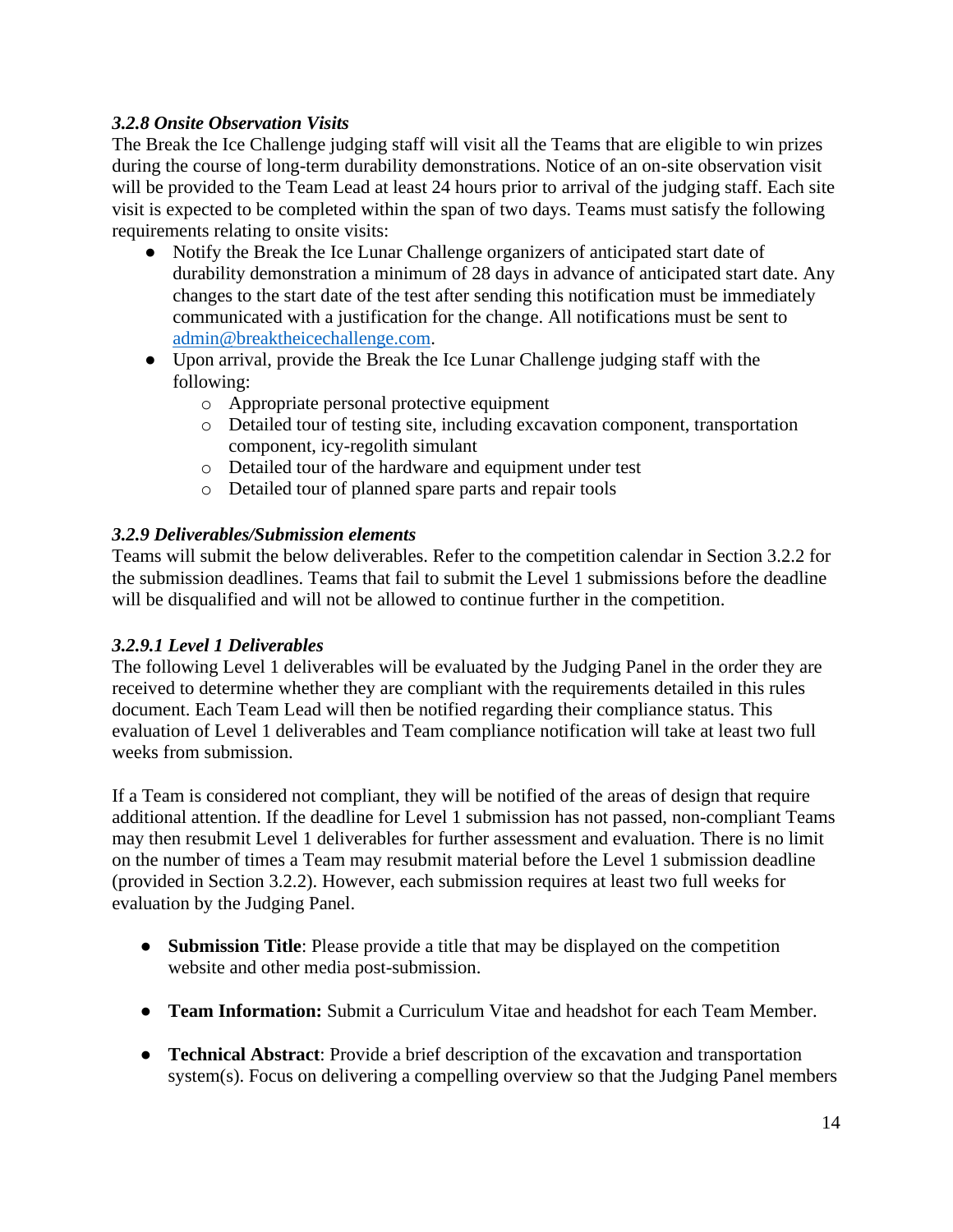### *3.2.8 Onsite Observation Visits*

The Break the Ice Challenge judging staff will visit all the Teams that are eligible to win prizes during the course of long-term durability demonstrations. Notice of an on-site observation visit will be provided to the Team Lead at least 24 hours prior to arrival of the judging staff. Each site visit is expected to be completed within the span of two days. Teams must satisfy the following requirements relating to onsite visits:

- Notify the Break the Ice Lunar Challenge organizers of anticipated start date of durability demonstration a minimum of 28 days in advance of anticipated start date. Any changes to the start date of the test after sending this notification must be immediately communicated with a justification for the change. All notifications must be sent to [admin@breaktheicechallenge.com](mailto:admin@breaktheicechallenge.com).
- Upon arrival, provide the Break the Ice Lunar Challenge judging staff with the following:
  - Appropriate personal protective equipment
  - Detailed tour of testing site, including excavation component, transportation component, icy-regolith simulant
  - Detailed tour of the hardware and equipment under test
  - Detailed tour of planned spare parts and repair tools

### *3.2.9 Deliverables/Submission elements*

Teams will submit the below deliverables. Refer to the competition calendar in Section 3.2.2 for the submission deadlines. Teams that fail to submit the Level 1 submissions before the deadline will be disqualified and will not be allowed to continue further in the competition.

#### *3.2.9.1 Level 1 Deliverables*

The following Level 1 deliverables will be evaluated by the Judging Panel in the order they are received to determine whether they are compliant with the requirements detailed in this rules document. Each Team Lead will then be notified regarding their compliance status. This evaluation of Level 1 deliverables and Team compliance notification will take at least two full weeks from submission.

If a Team is considered not compliant, they will be notified of the areas of design that require additional attention. If the deadline for Level 1 submission has not passed, non-compliant Teams may then resubmit Level 1 deliverables for further assessment and evaluation. There is no limit on the number of times a Team may resubmit material before the Level 1 submission deadline (provided in Section 3.2.2). However, each submission requires at least two full weeks for evaluation by the Judging Panel.

- **Submission Title**: Please provide a title that may be displayed on the competition website and other media post-submission.
- **Team Information:** Submit a Curriculum Vitae and headshot for each Team Member.
- **Technical Abstract**: Provide a brief description of the excavation and transportation system(s). Focus on delivering a compelling overview so that the Judging Panel members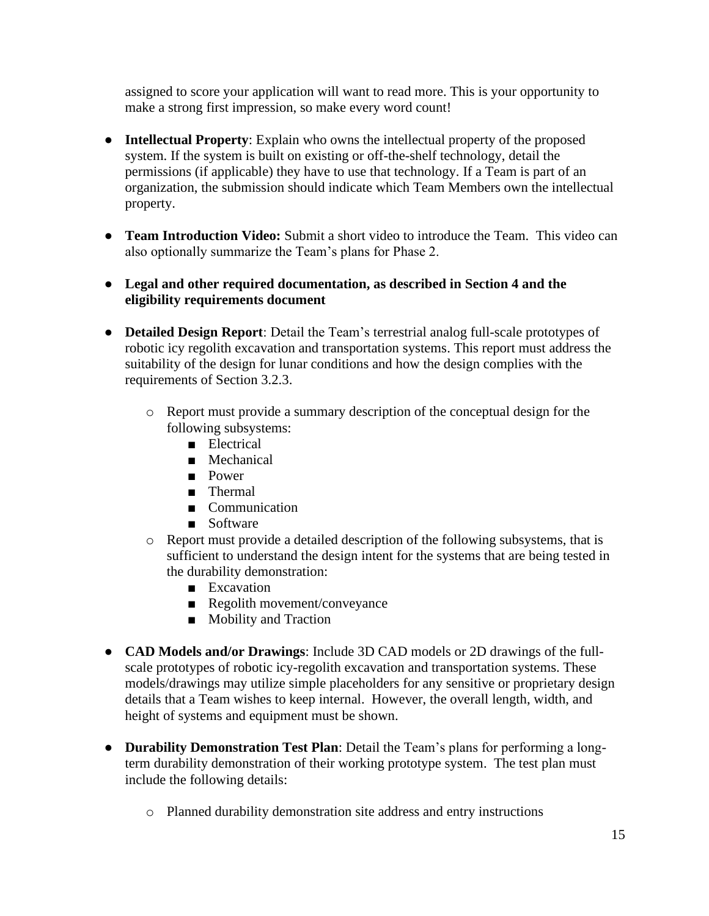assigned to score your application will want to read more. This is your opportunity to make a strong first impression, so make every word count!

- **Intellectual Property**: Explain who owns the intellectual property of the proposed system. If the system is built on existing or off-the-shelf technology, detail the permissions (if applicable) they have to use that technology. If a Team is part of an organization, the submission should indicate which Team Members own the intellectual property.

- **Team Introduction Video:** Submit a short video to introduce the Team. This video can also optionally summarize the Team's plans for Phase 2.

- **Legal and other required documentation, as described in Section 4 and the eligibility requirements document**

- **Detailed Design Report**: Detail the Team's terrestrial analog full-scale prototypes of robotic icy regolith excavation and transportation systems. This report must address the suitability of the design for lunar conditions and how the design complies with the requirements of Section 3.2.3.
    - Report must provide a summary description of the conceptual design for the following subsystems:
        - Electrical
        - Mechanical
        - Power
        - Thermal
        - Communication
        - Software
    - Report must provide a detailed description of the following subsystems, that is sufficient to understand the design intent for the systems that are being tested in the durability demonstration:
        - Excavation
        - Regolith movement/conveyance
        - Mobility and Traction

- **CAD Models and/or Drawings**: Include 3D CAD models or 2D drawings of the full-scale prototypes of robotic icy-regolith excavation and transportation systems. These models/drawings may utilize simple placeholders for any sensitive or proprietary design details that a Team wishes to keep internal. However, the overall length, width, and height of systems and equipment must be shown.

- **Durability Demonstration Test Plan**: Detail the Team's plans for performing a long-term durability demonstration of their working prototype system. The test plan must include the following details:
    - Planned durability demonstration site address and entry instructions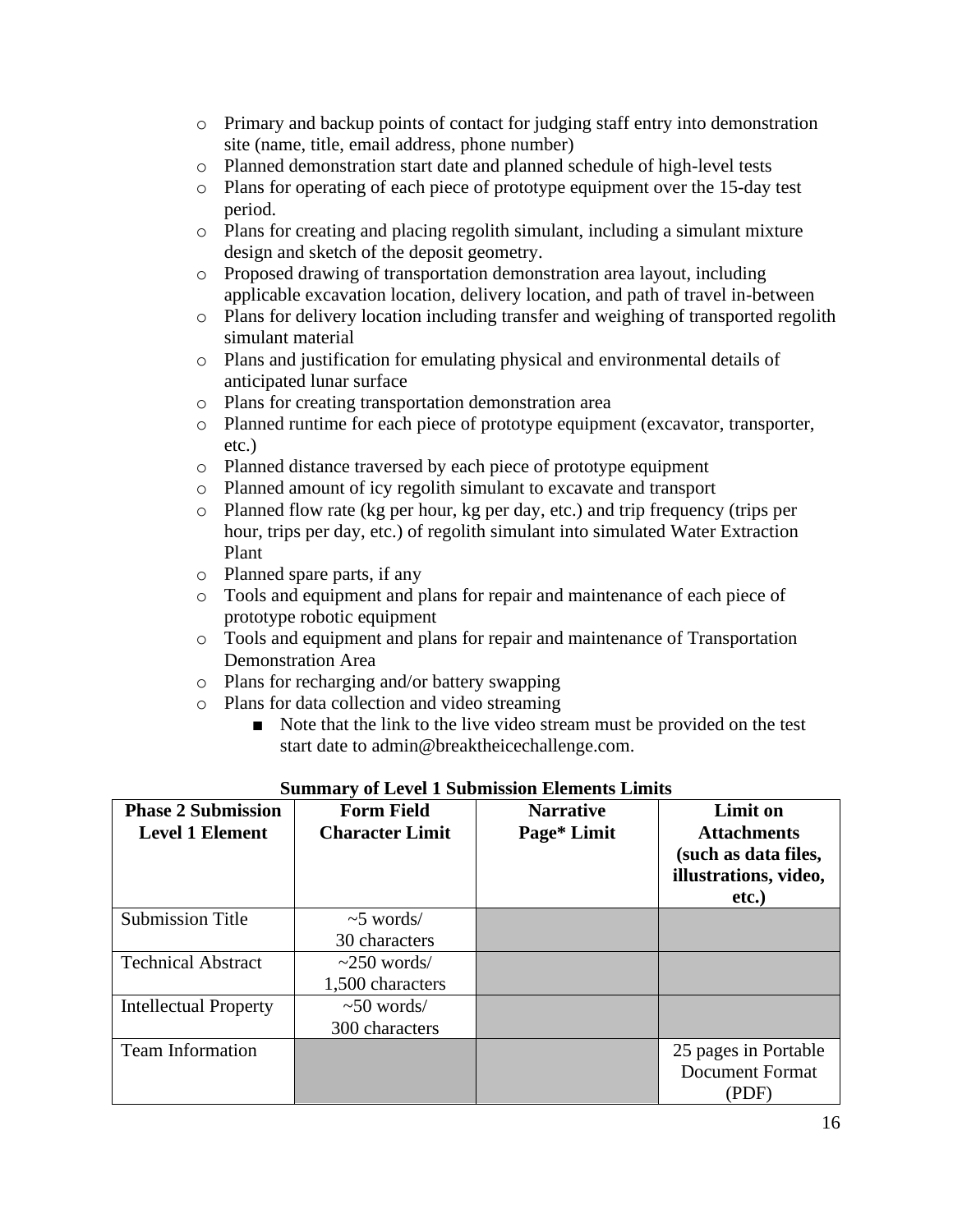- Primary and backup points of contact for judging staff entry into demonstration site (name, title, email address, phone number)
- Planned demonstration start date and planned schedule of high-level tests
- Plans for operating of each piece of prototype equipment over the 15-day test period.
- Plans for creating and placing regolith simulant, including a simulant mixture design and sketch of the deposit geometry.
- Proposed drawing of transportation demonstration area layout, including applicable excavation location, delivery location, and path of travel in-between
- Plans for delivery location including transfer and weighing of transported regolith simulant material
- Plans and justification for emulating physical and environmental details of anticipated lunar surface
- Plans for creating transportation demonstration area
- Planned runtime for each piece of prototype equipment (excavator, transporter, etc.)
- Planned distance traversed by each piece of prototype equipment
- Planned amount of icy regolith simulant to excavate and transport
- Planned flow rate (kg per hour, kg per day, etc.) and trip frequency (trips per hour, trips per day, etc.) of regolith simulant into simulated Water Extraction Plant
- Planned spare parts, if any
- Tools and equipment and plans for repair and maintenance of each piece of prototype robotic equipment
- Tools and equipment and plans for repair and maintenance of Transportation Demonstration Area
- Plans for recharging and/or battery swapping
- Plans for data collection and video streaming
  - Note that the link to the live video stream must be provided on the test start date to admin@breaktheicechallenge.com.

**Summary of Level 1 Submission Elements Limits**

| Phase 2 Submission Level 1 Element | Form Field Character Limit | Narrative Page* Limit | Limit on Attachments (such as data files, illustrations, video, etc.) |
|---|---|---|---|
| Submission Title | ~5 words/ 30 characters | | |
| Technical Abstract | ~250 words/ 1,500 characters | | |
| Intellectual Property | ~50 words/ 300 characters | | |
| Team Information | | | 25 pages in Portable Document Format (PDF) |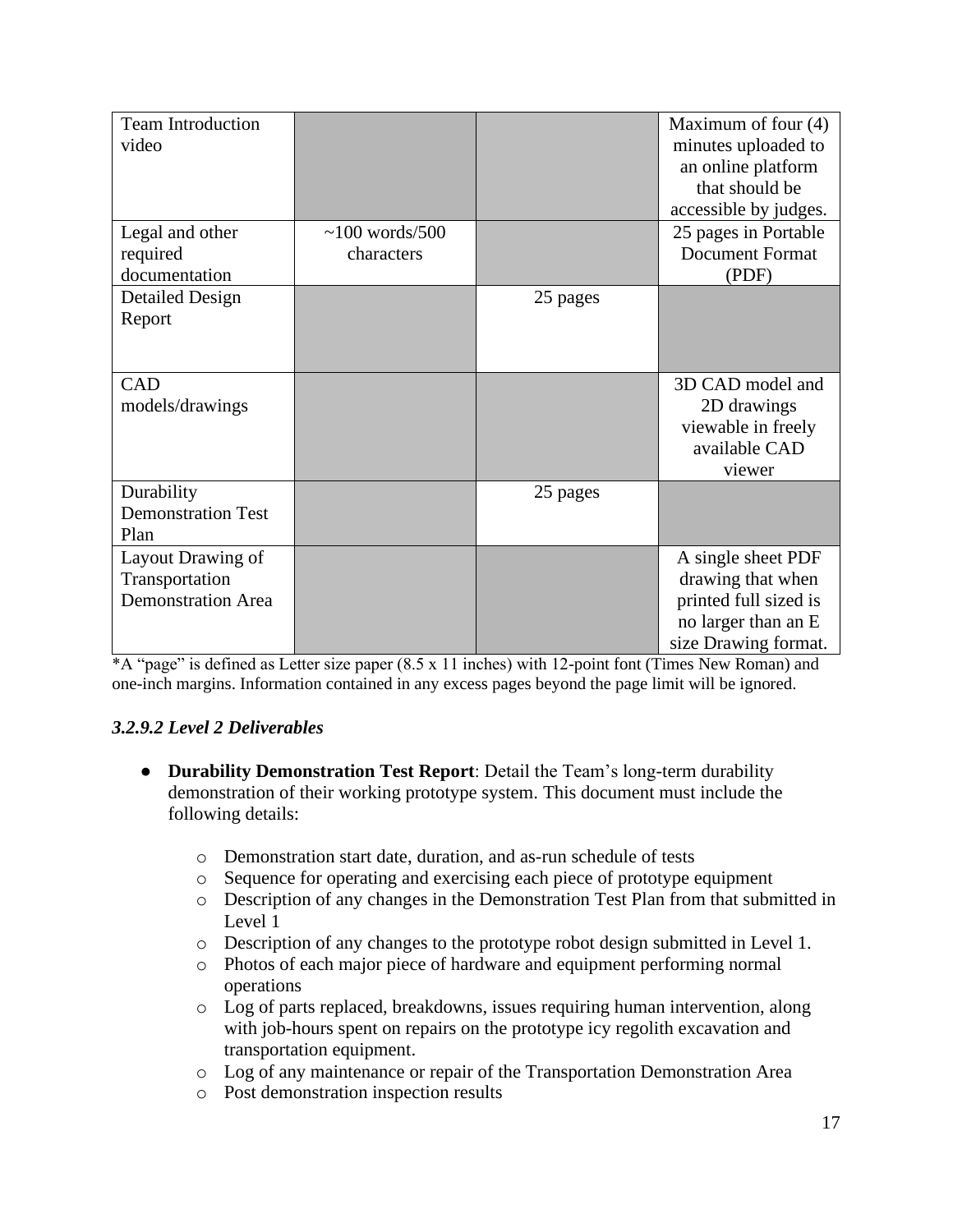| | | | |
|---|---|---|---|
| Team Introduction video | | | Maximum of four (4) minutes uploaded to an online platform that should be accessible by judges. |
| Legal and other required documentation | ~100 words/500 characters | | 25 pages in Portable Document Format (PDF) |
| Detailed Design Report | | 25 pages | |
| CAD models/drawings | | | 3D CAD model and 2D drawings viewable in freely available CAD viewer |
| Durability Demonstration Test Plan | | 25 pages | |
| Layout Drawing of Transportation Demonstration Area | | | A single sheet PDF drawing that when printed full sized is no larger than an E size Drawing format. |

*A "page" is defined as Letter size paper (8.5 x 11 inches) with 12-point font (Times New Roman) and one-inch margins. Information contained in any excess pages beyond the page limit will be ignored.

#### *3.2.9.2 Level 2 Deliverables*

- **Durability Demonstration Test Report**: Detail the Team's long-term durability demonstration of their working prototype system. This document must include the following details:
  - Demonstration start date, duration, and as-run schedule of tests
  - Sequence for operating and exercising each piece of prototype equipment
  - Description of any changes in the Demonstration Test Plan from that submitted in Level 1
  - Description of any changes to the prototype robot design submitted in Level 1.
  - Photos of each major piece of hardware and equipment performing normal operations
  - Log of parts replaced, breakdowns, issues requiring human intervention, along with job-hours spent on repairs on the prototype icy regolith excavation and transportation equipment.
  - Log of any maintenance or repair of the Transportation Demonstration Area
  - Post demonstration inspection results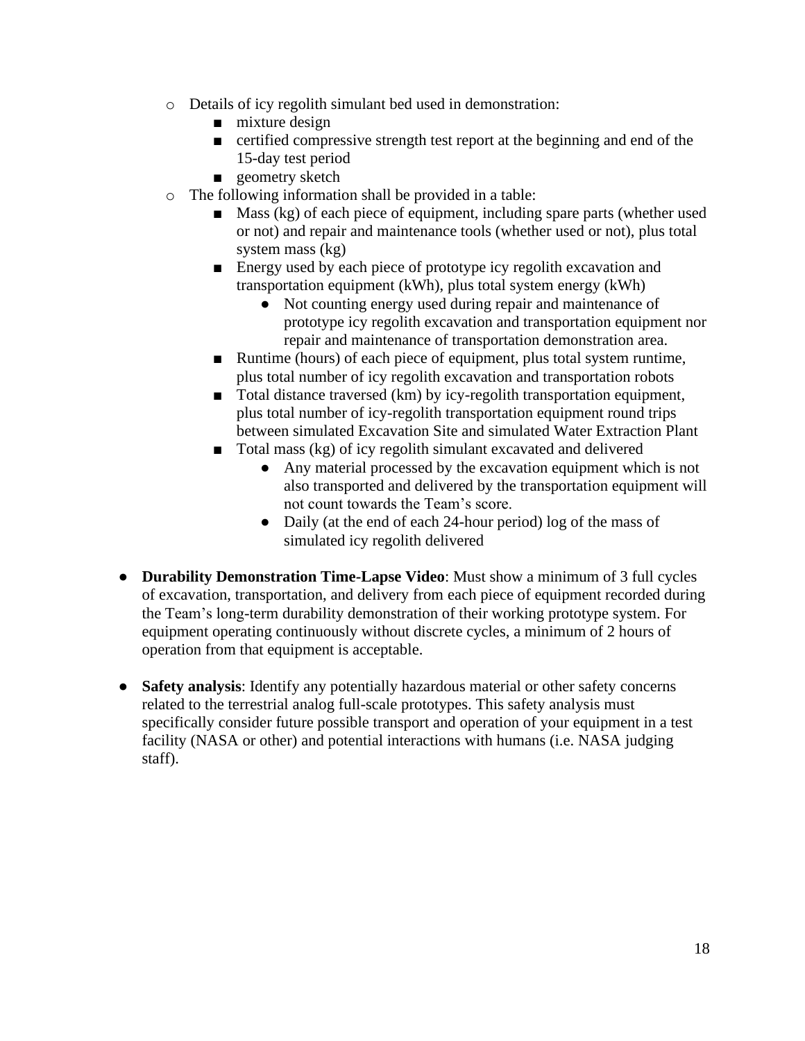- Details of icy regolith simulant bed used in demonstration:
  - mixture design
  - certified compressive strength test report at the beginning and end of the 15-day test period
  - geometry sketch
- The following information shall be provided in a table:
  - Mass (kg) of each piece of equipment, including spare parts (whether used or not) and repair and maintenance tools (whether used or not), plus total system mass (kg)
  - Energy used by each piece of prototype icy regolith excavation and transportation equipment (kWh), plus total system energy (kWh)
    - Not counting energy used during repair and maintenance of prototype icy regolith excavation and transportation equipment nor repair and maintenance of transportation demonstration area.
  - Runtime (hours) of each piece of equipment, plus total system runtime, plus total number of icy regolith excavation and transportation robots
  - Total distance traversed (km) by icy-regolith transportation equipment, plus total number of icy-regolith transportation equipment round trips between simulated Excavation Site and simulated Water Extraction Plant
  - Total mass (kg) of icy regolith simulant excavated and delivered
    - Any material processed by the excavation equipment which is not also transported and delivered by the transportation equipment will not count towards the Team's score.
    - Daily (at the end of each 24-hour period) log of the mass of simulated icy regolith delivered

- **Durability Demonstration Time-Lapse Video**: Must show a minimum of 3 full cycles of excavation, transportation, and delivery from each piece of equipment recorded during the Team's long-term durability demonstration of their working prototype system. For equipment operating continuously without discrete cycles, a minimum of 2 hours of operation from that equipment is acceptable.

- **Safety analysis**: Identify any potentially hazardous material or other safety concerns related to the terrestrial analog full-scale prototypes. This safety analysis must specifically consider future possible transport and operation of your equipment in a test facility (NASA or other) and potential interactions with humans (i.e. NASA judging staff).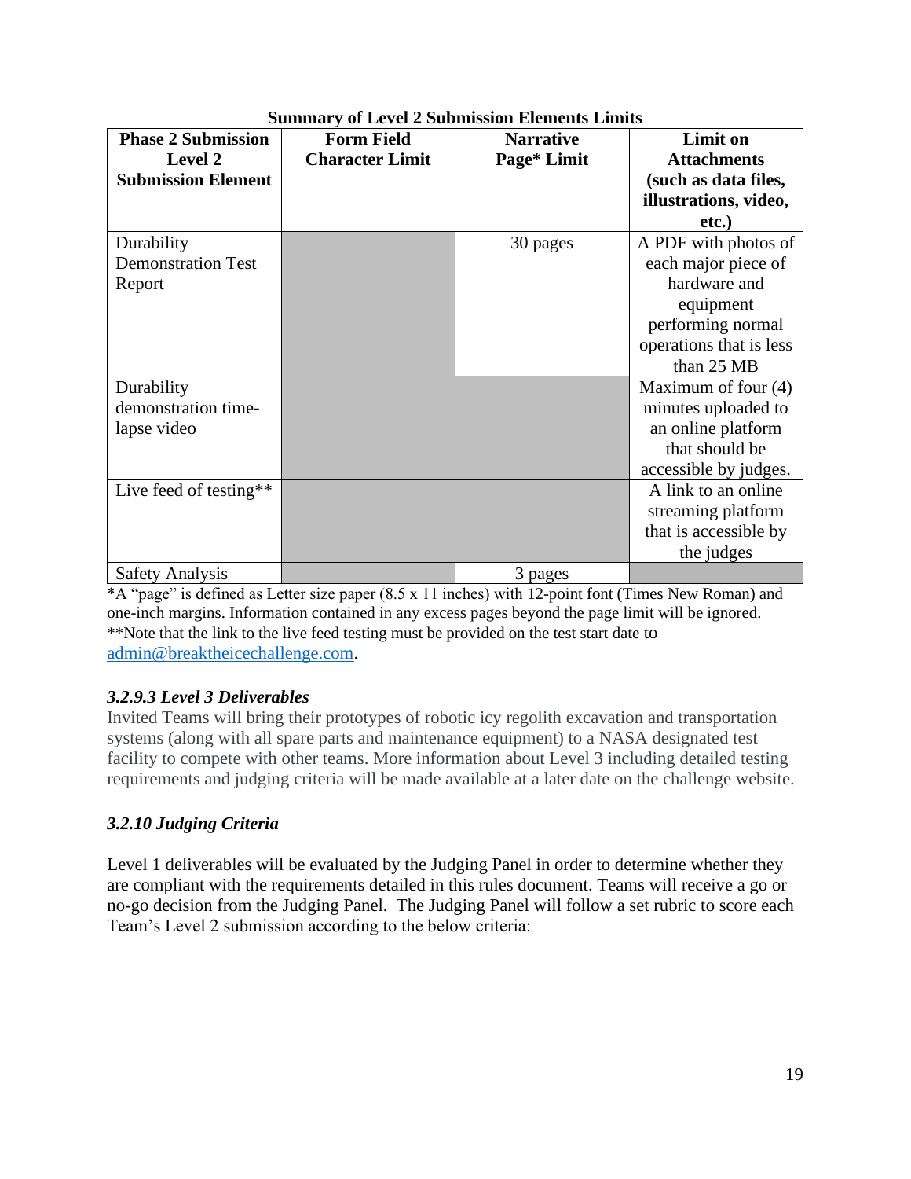**Summary of Level 2 Submission Elements Limits**

| Phase 2 Submission Level 2 Submission Element | Form Field Character Limit | Narrative Page* Limit | Limit on Attachments (such as data files, illustrations, video, etc.) |
|---|---|---|---|
| Durability Demonstration Test Report | | 30 pages | A PDF with photos of each major piece of hardware and equipment performing normal operations that is less than 25 MB |
| Durability demonstration time-lapse video | | | Maximum of four (4) minutes uploaded to an online platform that should be accessible by judges. |
| Live feed of testing** | | | A link to an online streaming platform that is accessible by the judges |
| Safety Analysis | | 3 pages | |

*A "page" is defined as Letter size paper (8.5 x 11 inches) with 12-point font (Times New Roman) and one-inch margins. Information contained in any excess pages beyond the page limit will be ignored.
**Note that the link to the live feed testing must be provided on the test start date to admin@breaktheicechallenge.com.

### *3.2.9.3 Level 3 Deliverables*

Invited Teams will bring their prototypes of robotic icy regolith excavation and transportation systems (along with all spare parts and maintenance equipment) to a NASA designated test facility to compete with other teams. More information about Level 3 including detailed testing requirements and judging criteria will be made available at a later date on the challenge website.

### *3.2.10 Judging Criteria*

Level 1 deliverables will be evaluated by the Judging Panel in order to determine whether they are compliant with the requirements detailed in this rules document. Teams will receive a go or no-go decision from the Judging Panel. The Judging Panel will follow a set rubric to score each Team's Level 2 submission according to the below criteria: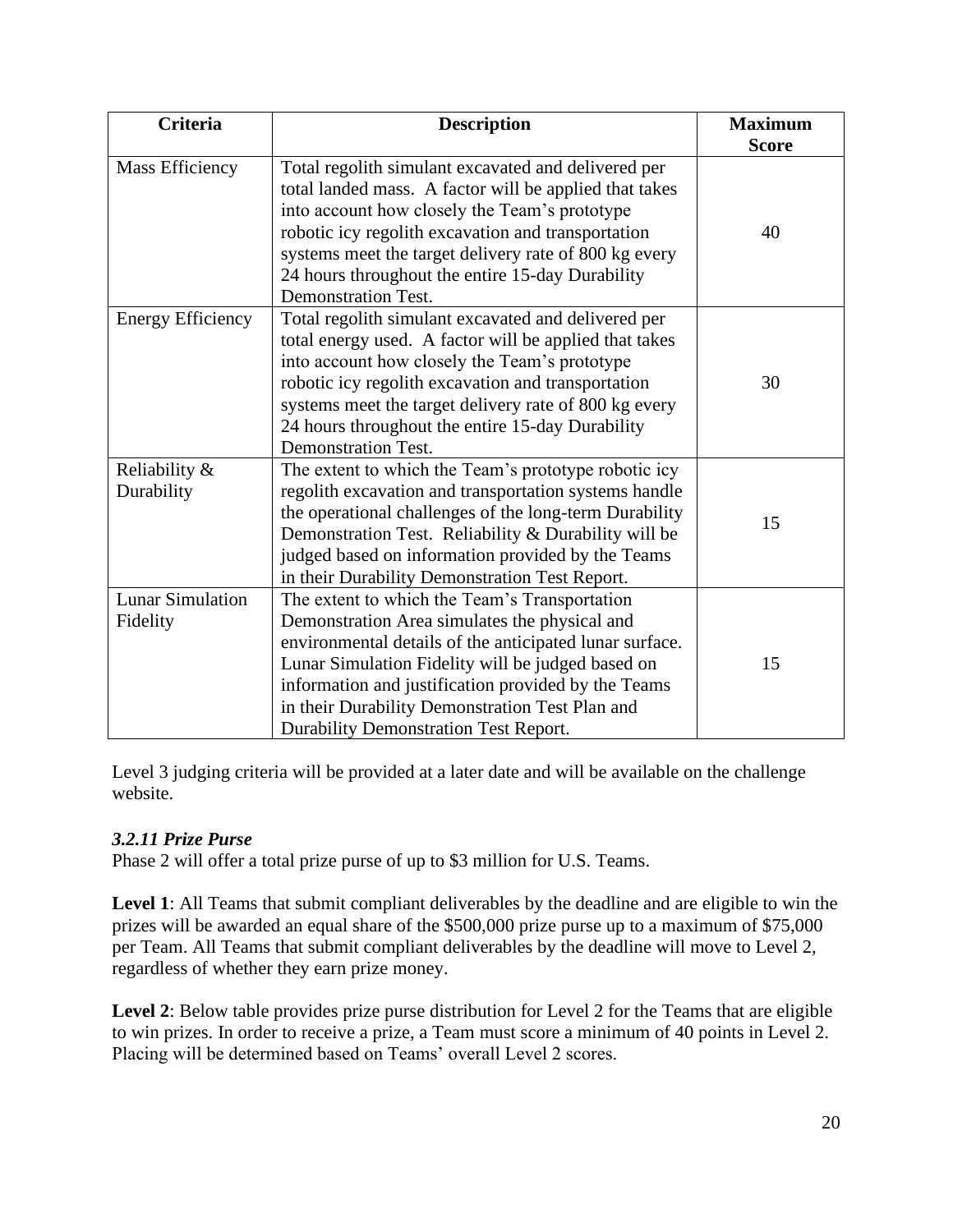| Criteria | Description | Maximum Score |
| --- | --- | --- |
| Mass Efficiency | Total regolith simulant excavated and delivered per total landed mass. A factor will be applied that takes into account how closely the Team's prototype robotic icy regolith excavation and transportation systems meet the target delivery rate of 800 kg every 24 hours throughout the entire 15-day Durability Demonstration Test. | 40 |
| Energy Efficiency | Total regolith simulant excavated and delivered per total energy used. A factor will be applied that takes into account how closely the Team's prototype robotic icy regolith excavation and transportation systems meet the target delivery rate of 800 kg every 24 hours throughout the entire 15-day Durability Demonstration Test. | 30 |
| Reliability & Durability | The extent to which the Team's prototype robotic icy regolith excavation and transportation systems handle the operational challenges of the long-term Durability Demonstration Test. Reliability & Durability will be judged based on information provided by the Teams in their Durability Demonstration Test Report. | 15 |
| Lunar Simulation Fidelity | The extent to which the Team's Transportation Demonstration Area simulates the physical and environmental details of the anticipated lunar surface. Lunar Simulation Fidelity will be judged based on information and justification provided by the Teams in their Durability Demonstration Test Plan and Durability Demonstration Test Report. | 15 |

Level 3 judging criteria will be provided at a later date and will be available on the challenge website.

### *3.2.11 Prize Purse*

Phase 2 will offer a total prize purse of up to $3 million for U.S. Teams.

**Level 1**: All Teams that submit compliant deliverables by the deadline and are eligible to win the prizes will be awarded an equal share of the $500,000 prize purse up to a maximum of $75,000 per Team. All Teams that submit compliant deliverables by the deadline will move to Level 2, regardless of whether they earn prize money.

**Level 2**: Below table provides prize purse distribution for Level 2 for the Teams that are eligible to win prizes. In order to receive a prize, a Team must score a minimum of 40 points in Level 2. Placing will be determined based on Teams' overall Level 2 scores.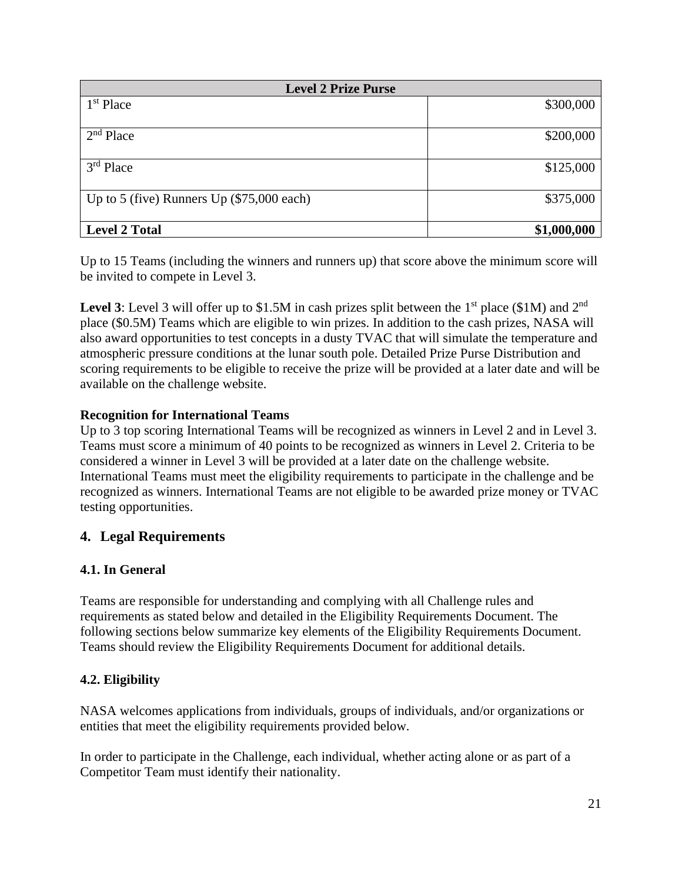| Level 2 Prize Purse | |
|---|---|
| 1st Place | $300,000 |
| 2nd Place | $200,000 |
| 3rd Place | $125,000 |
| Up to 5 (five) Runners Up ($75,000 each) | $375,000 |
| **Level 2 Total** | **$1,000,000** |

Up to 15 Teams (including the winners and runners up) that score above the minimum score will be invited to compete in Level 3.

**Level 3**: Level 3 will offer up to $1.5M in cash prizes split between the 1st place ($1M) and 2nd place ($0.5M) Teams which are eligible to win prizes. In addition to the cash prizes, NASA will also award opportunities to test concepts in a dusty TVAC that will simulate the temperature and atmospheric pressure conditions at the lunar south pole. Detailed Prize Purse Distribution and scoring requirements to be eligible to receive the prize will be provided at a later date and will be available on the challenge website.

**Recognition for International Teams**

Up to 3 top scoring International Teams will be recognized as winners in Level 2 and in Level 3. Teams must score a minimum of 40 points to be recognized as winners in Level 2. Criteria to be considered a winner in Level 3 will be provided at a later date on the challenge website. International Teams must meet the eligibility requirements to participate in the challenge and be recognized as winners. International Teams are not eligible to be awarded prize money or TVAC testing opportunities.

## 4. Legal Requirements

### 4.1. In General

Teams are responsible for understanding and complying with all Challenge rules and requirements as stated below and detailed in the Eligibility Requirements Document. The following sections below summarize key elements of the Eligibility Requirements Document. Teams should review the Eligibility Requirements Document for additional details.

### 4.2. Eligibility

NASA welcomes applications from individuals, groups of individuals, and/or organizations or entities that meet the eligibility requirements provided below.

In order to participate in the Challenge, each individual, whether acting alone or as part of a Competitor Team must identify their nationality.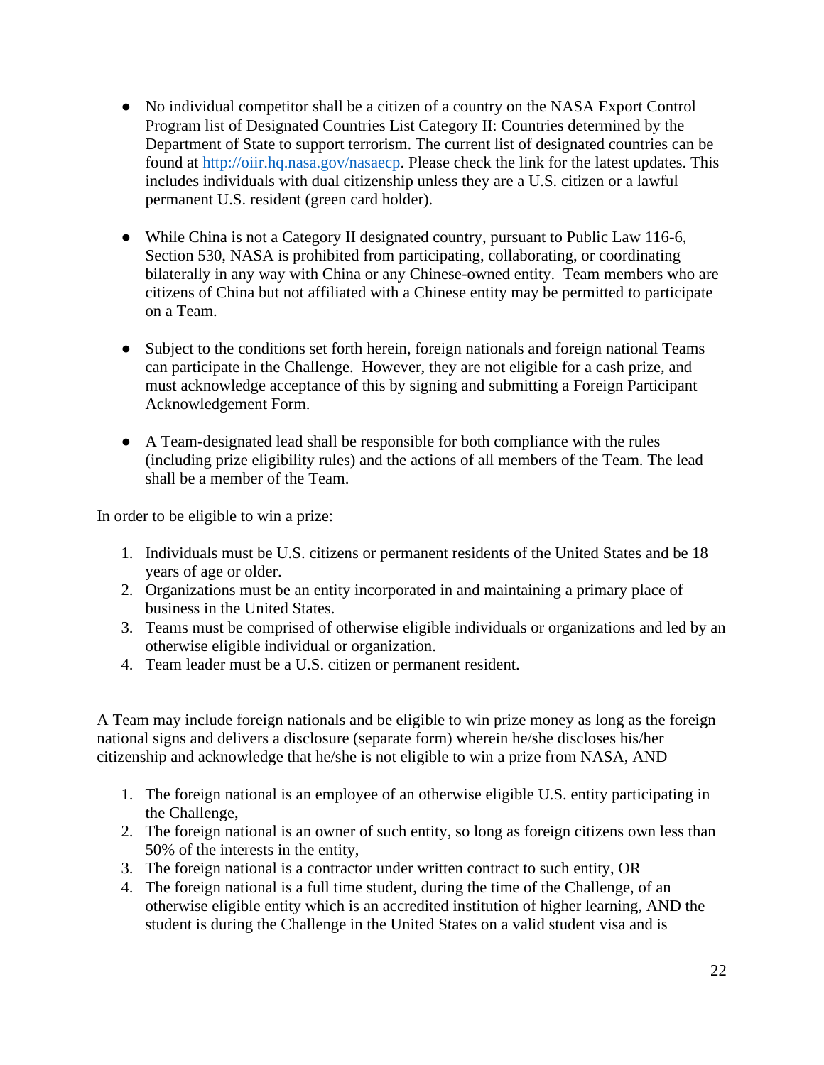- No individual competitor shall be a citizen of a country on the NASA Export Control Program list of Designated Countries List Category II: Countries determined by the Department of State to support terrorism. The current list of designated countries can be found at [http://oiir.hq.nasa.gov/nasaecp](http://oiir.hq.nasa.gov/nasaecp). Please check the link for the latest updates. This includes individuals with dual citizenship unless they are a U.S. citizen or a lawful permanent U.S. resident (green card holder).

- While China is not a Category II designated country, pursuant to Public Law 116-6, Section 530, NASA is prohibited from participating, collaborating, or coordinating bilaterally in any way with China or any Chinese-owned entity. Team members who are citizens of China but not affiliated with a Chinese entity may be permitted to participate on a Team.

- Subject to the conditions set forth herein, foreign nationals and foreign national Teams can participate in the Challenge. However, they are not eligible for a cash prize, and must acknowledge acceptance of this by signing and submitting a Foreign Participant Acknowledgement Form.

- A Team-designated lead shall be responsible for both compliance with the rules (including prize eligibility rules) and the actions of all members of the Team. The lead shall be a member of the Team.

In order to be eligible to win a prize:

1. Individuals must be U.S. citizens or permanent residents of the United States and be 18 years of age or older.
2. Organizations must be an entity incorporated in and maintaining a primary place of business in the United States.
3. Teams must be comprised of otherwise eligible individuals or organizations and led by an otherwise eligible individual or organization.
4. Team leader must be a U.S. citizen or permanent resident.

A Team may include foreign nationals and be eligible to win prize money as long as the foreign national signs and delivers a disclosure (separate form) wherein he/she discloses his/her citizenship and acknowledge that he/she is not eligible to win a prize from NASA, AND

1. The foreign national is an employee of an otherwise eligible U.S. entity participating in the Challenge,
2. The foreign national is an owner of such entity, so long as foreign citizens own less than 50% of the interests in the entity,
3. The foreign national is a contractor under written contract to such entity, OR
4. The foreign national is a full time student, during the time of the Challenge, of an otherwise eligible entity which is an accredited institution of higher learning, AND the student is during the Challenge in the United States on a valid student visa and is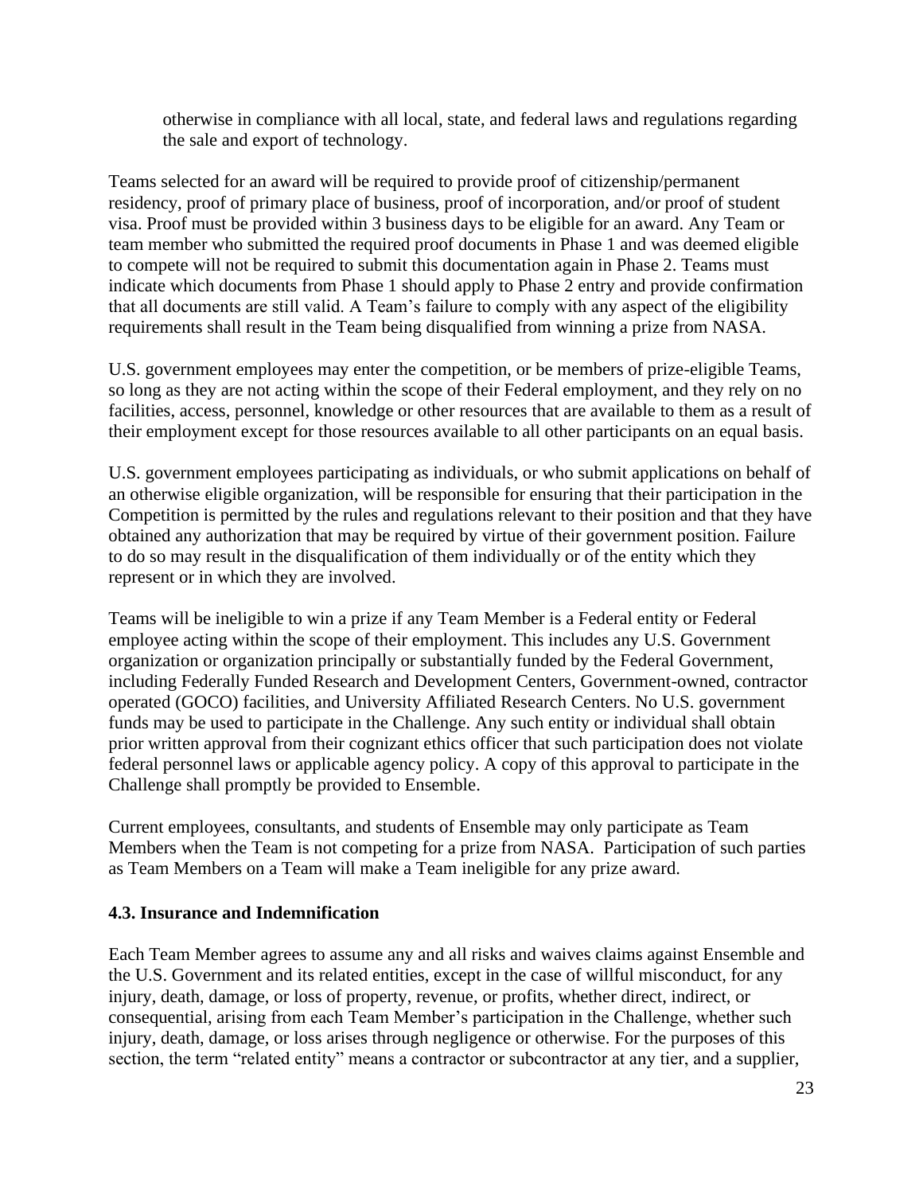otherwise in compliance with all local, state, and federal laws and regulations regarding the sale and export of technology.

Teams selected for an award will be required to provide proof of citizenship/permanent residency, proof of primary place of business, proof of incorporation, and/or proof of student visa. Proof must be provided within 3 business days to be eligible for an award. Any Team or team member who submitted the required proof documents in Phase 1 and was deemed eligible to compete will not be required to submit this documentation again in Phase 2. Teams must indicate which documents from Phase 1 should apply to Phase 2 entry and provide confirmation that all documents are still valid. A Team's failure to comply with any aspect of the eligibility requirements shall result in the Team being disqualified from winning a prize from NASA.

U.S. government employees may enter the competition, or be members of prize-eligible Teams, so long as they are not acting within the scope of their Federal employment, and they rely on no facilities, access, personnel, knowledge or other resources that are available to them as a result of their employment except for those resources available to all other participants on an equal basis.

U.S. government employees participating as individuals, or who submit applications on behalf of an otherwise eligible organization, will be responsible for ensuring that their participation in the Competition is permitted by the rules and regulations relevant to their position and that they have obtained any authorization that may be required by virtue of their government position. Failure to do so may result in the disqualification of them individually or of the entity which they represent or in which they are involved.

Teams will be ineligible to win a prize if any Team Member is a Federal entity or Federal employee acting within the scope of their employment. This includes any U.S. Government organization or organization principally or substantially funded by the Federal Government, including Federally Funded Research and Development Centers, Government-owned, contractor operated (GOCO) facilities, and University Affiliated Research Centers. No U.S. government funds may be used to participate in the Challenge. Any such entity or individual shall obtain prior written approval from their cognizant ethics officer that such participation does not violate federal personnel laws or applicable agency policy. A copy of this approval to participate in the Challenge shall promptly be provided to Ensemble.

Current employees, consultants, and students of Ensemble may only participate as Team Members when the Team is not competing for a prize from NASA. Participation of such parties as Team Members on a Team will make a Team ineligible for any prize award.

### 4.3. Insurance and Indemnification

Each Team Member agrees to assume any and all risks and waives claims against Ensemble and the U.S. Government and its related entities, except in the case of willful misconduct, for any injury, death, damage, or loss of property, revenue, or profits, whether direct, indirect, or consequential, arising from each Team Member's participation in the Challenge, whether such injury, death, damage, or loss arises through negligence or otherwise. For the purposes of this section, the term "related entity" means a contractor or subcontractor at any tier, and a supplier,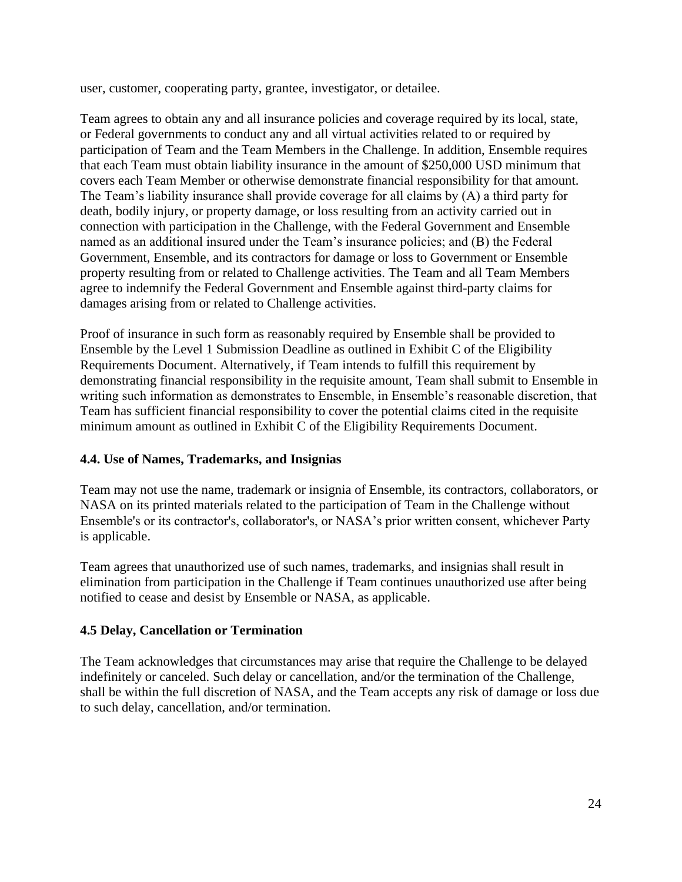user, customer, cooperating party, grantee, investigator, or detailee.

Team agrees to obtain any and all insurance policies and coverage required by its local, state, or Federal governments to conduct any and all virtual activities related to or required by participation of Team and the Team Members in the Challenge. In addition, Ensemble requires that each Team must obtain liability insurance in the amount of $250,000 USD minimum that covers each Team Member or otherwise demonstrate financial responsibility for that amount. The Team's liability insurance shall provide coverage for all claims by (A) a third party for death, bodily injury, or property damage, or loss resulting from an activity carried out in connection with participation in the Challenge, with the Federal Government and Ensemble named as an additional insured under the Team's insurance policies; and (B) the Federal Government, Ensemble, and its contractors for damage or loss to Government or Ensemble property resulting from or related to Challenge activities. The Team and all Team Members agree to indemnify the Federal Government and Ensemble against third-party claims for damages arising from or related to Challenge activities.

Proof of insurance in such form as reasonably required by Ensemble shall be provided to Ensemble by the Level 1 Submission Deadline as outlined in Exhibit C of the Eligibility Requirements Document. Alternatively, if Team intends to fulfill this requirement by demonstrating financial responsibility in the requisite amount, Team shall submit to Ensemble in writing such information as demonstrates to Ensemble, in Ensemble's reasonable discretion, that Team has sufficient financial responsibility to cover the potential claims cited in the requisite minimum amount as outlined in Exhibit C of the Eligibility Requirements Document.

### 4.4. Use of Names, Trademarks, and Insignias

Team may not use the name, trademark or insignia of Ensemble, its contractors, collaborators, or NASA on its printed materials related to the participation of Team in the Challenge without Ensemble's or its contractor's, collaborator's, or NASA's prior written consent, whichever Party is applicable.

Team agrees that unauthorized use of such names, trademarks, and insignias shall result in elimination from participation in the Challenge if Team continues unauthorized use after being notified to cease and desist by Ensemble or NASA, as applicable.

### 4.5 Delay, Cancellation or Termination

The Team acknowledges that circumstances may arise that require the Challenge to be delayed indefinitely or canceled. Such delay or cancellation, and/or the termination of the Challenge, shall be within the full discretion of NASA, and the Team accepts any risk of damage or loss due to such delay, cancellation, and/or termination.